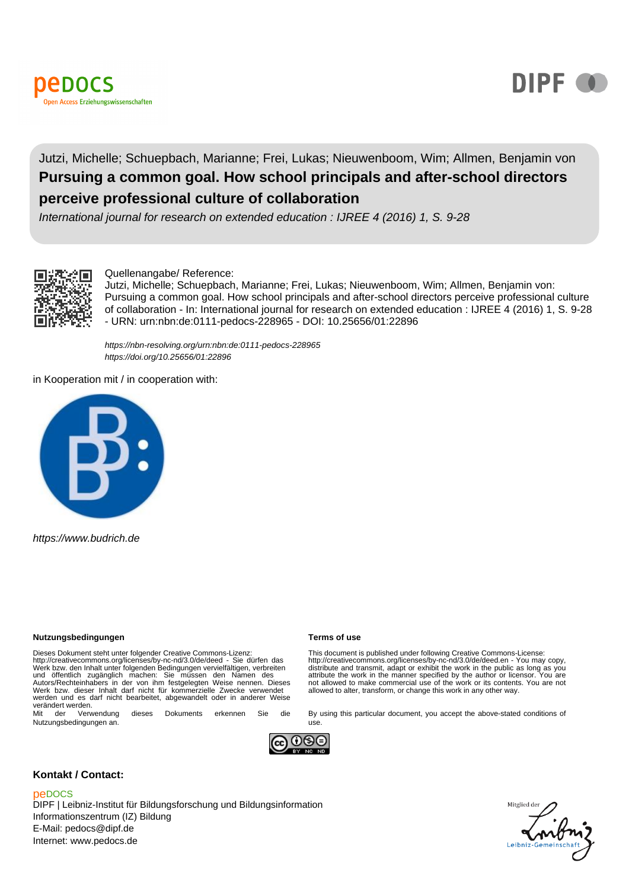Jutzi, Michelle; Schuepbach, Marianne; Frei, Lukas; Nieuwenboom, Wim; Allmen, Benjamin von

# Pursuing a common goal. How school principals and after-school directors perceive professional culture of collaboration

*International journal for research on extended education : IJREE 4 (2016) 1, S. 9-28*

Quellenangabe/ Reference:
Jutzi, Michelle; Schuepbach, Marianne; Frei, Lukas; Nieuwenboom, Wim; Allmen, Benjamin von: Pursuing a common goal. How school principals and after-school directors perceive professional culture of collaboration - In: International journal for research on extended education : IJREE 4 (2016) 1, S. 9-28 - URN: urn:nbn:de:0111-pedocs-228965 - DOI: 10.25656/01:22896

*https://nbn-resolving.org/urn:nbn:de:0111-pedocs-228965*
*https://doi.org/10.25656/01:22896*

in Kooperation mit / in cooperation with:

*https://www.budrich.de*

**Nutzungsbedingungen**

Dieses Dokument steht unter folgender Creative Commons-Lizenz: http://creativecommons.org/licenses/by-nc-nd/3.0/de/deed - Sie dürfen das Werk bzw. den Inhalt unter folgenden Bedingungen vervielfältigen, verbreiten und öffentlich zugänglich machen: Sie müssen den Namen des Autors/Rechteinhabers in der von ihm festgelegten Weise nennen. Dieses Werk bzw. dieser Inhalt darf nicht für kommerzielle Zwecke verwendet werden und es darf nicht bearbeitet, abgewandelt oder in anderer Weise verändert werden.
Mit der Verwendung dieses Dokuments erkennen Sie die Nutzungsbedingungen an.

**Terms of use**

This document is published under following Creative Commons-License: http://creativecommons.org/licenses/by-nc-nd/3.0/de/deed.en - You may copy, distribute and transmit, adapt or exhibit the work in the public as long as you attribute the work in the manner specified by the author or licensor. You are not allowed to make commercial use of the work or its contents. You are not allowed to alter, transform, or change this work in any other way.

By using this particular document, you accept the above-stated conditions of use.

**Kontakt / Contact:**

peDOCS
DIPF | Leibniz-Institut für Bildungsforschung und Bildungsinformation
Informationszentrum (IZ) Bildung
E-Mail: pedocs@dipf.de
Internet: www.pedocs.de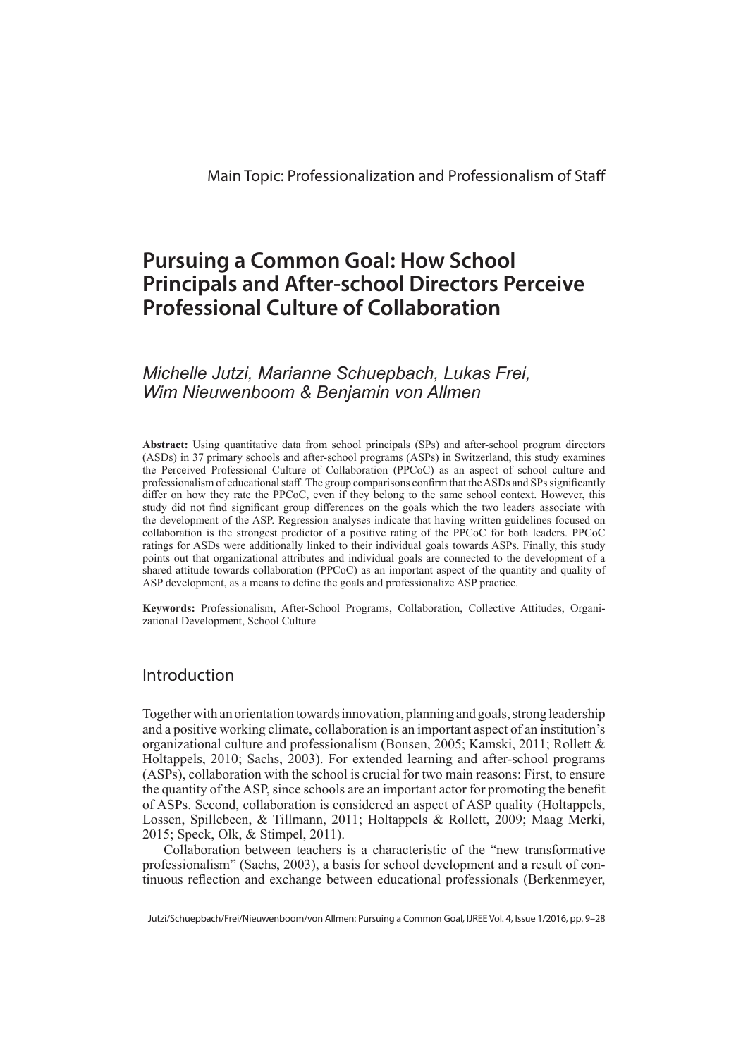Main Topic: Professionalization and Professionalism of Staff

# Pursuing a Common Goal: How School Principals and After-school Directors Perceive Professional Culture of Collaboration

*Michelle Jutzi, Marianne Schuepbach, Lukas Frei, Wim Nieuwenboom & Benjamin von Allmen*

**Abstract:** Using quantitative data from school principals (SPs) and after-school program directors (ASDs) in 37 primary schools and after-school programs (ASPs) in Switzerland, this study examines the Perceived Professional Culture of Collaboration (PPCoC) as an aspect of school culture and professionalism of educational staff. The group comparisons confirm that the ASDs and SPs significantly differ on how they rate the PPCoC, even if they belong to the same school context. However, this study did not find significant group differences on the goals which the two leaders associate with the development of the ASP. Regression analyses indicate that having written guidelines focused on collaboration is the strongest predictor of a positive rating of the PPCoC for both leaders. PPCoC ratings for ASDs were additionally linked to their individual goals towards ASPs. Finally, this study points out that organizational attributes and individual goals are connected to the development of a shared attitude towards collaboration (PPCoC) as an important aspect of the quantity and quality of ASP development, as a means to define the goals and professionalize ASP practice.

**Keywords:** Professionalism, After-School Programs, Collaboration, Collective Attitudes, Organizational Development, School Culture

## Introduction

Together with an orientation towards innovation, planning and goals, strong leadership and a positive working climate, collaboration is an important aspect of an institution's organizational culture and professionalism (Bonsen, 2005; Kamski, 2011; Rollett & Holtappels, 2010; Sachs, 2003). For extended learning and after-school programs (ASPs), collaboration with the school is crucial for two main reasons: First, to ensure the quantity of the ASP, since schools are an important actor for promoting the benefit of ASPs. Second, collaboration is considered an aspect of ASP quality (Holtappels, Lossen, Spillebeen, & Tillmann, 2011; Holtappels & Rollett, 2009; Maag Merki, 2015; Speck, Olk, & Stimpel, 2011).

Collaboration between teachers is a characteristic of the "new transformative professionalism" (Sachs, 2003), a basis for school development and a result of continuous reflection and exchange between educational professionals (Berkenmeyer,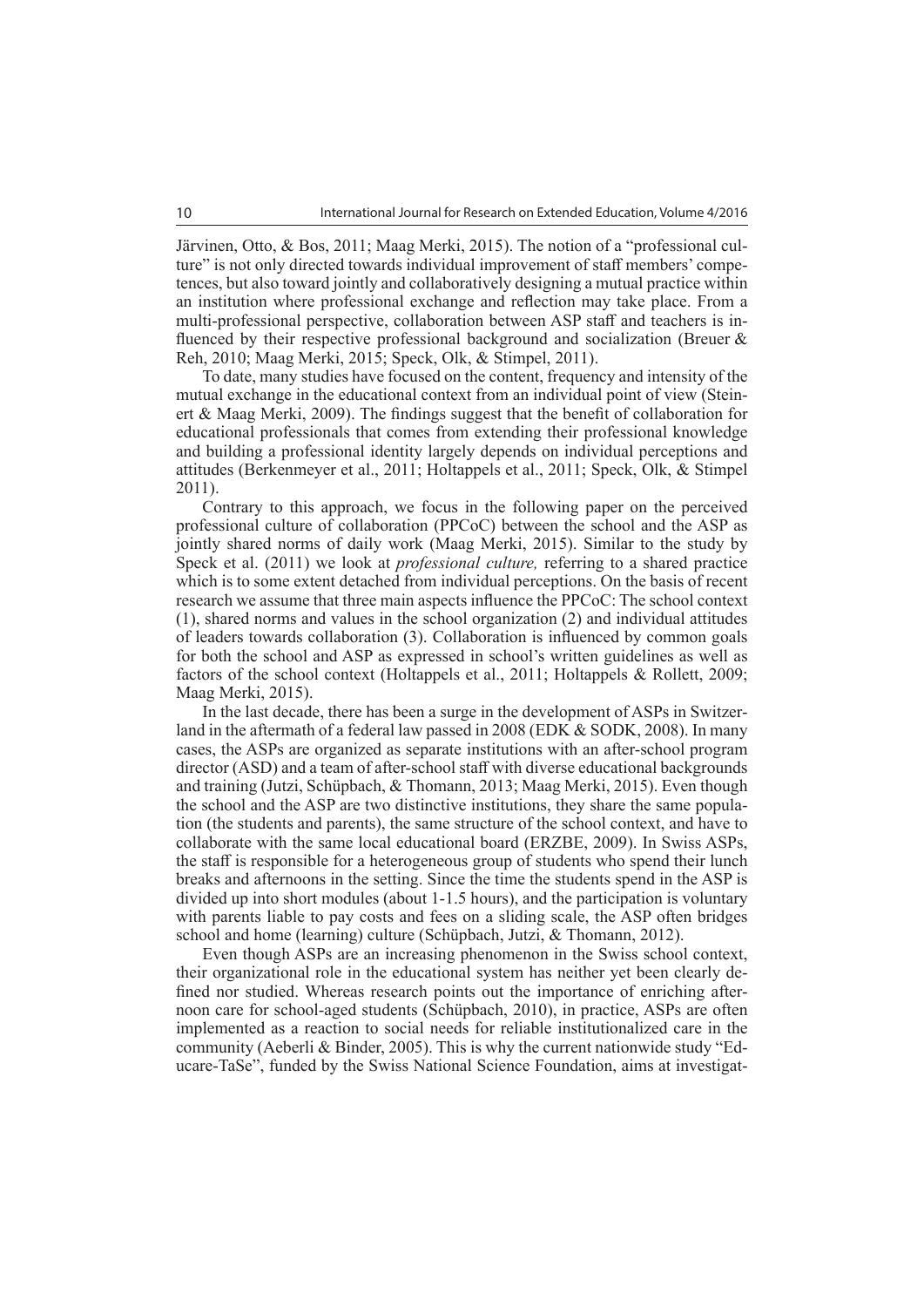Järvinen, Otto, & Bos, 2011; Maag Merki, 2015). The notion of a "professional culture" is not only directed towards individual improvement of staff members' competences, but also toward jointly and collaboratively designing a mutual practice within an institution where professional exchange and reflection may take place. From a multi-professional perspective, collaboration between ASP staff and teachers is influenced by their respective professional background and socialization (Breuer & Reh, 2010; Maag Merki, 2015; Speck, Olk, & Stimpel, 2011).

To date, many studies have focused on the content, frequency and intensity of the mutual exchange in the educational context from an individual point of view (Steinert & Maag Merki, 2009). The findings suggest that the benefit of collaboration for educational professionals that comes from extending their professional knowledge and building a professional identity largely depends on individual perceptions and attitudes (Berkenmeyer et al., 2011; Holtappels et al., 2011; Speck, Olk, & Stimpel 2011).

Contrary to this approach, we focus in the following paper on the perceived professional culture of collaboration (PPCoC) between the school and the ASP as jointly shared norms of daily work (Maag Merki, 2015). Similar to the study by Speck et al. (2011) we look at *professional culture,* referring to a shared practice which is to some extent detached from individual perceptions. On the basis of recent research we assume that three main aspects influence the PPCoC: The school context (1), shared norms and values in the school organization (2) and individual attitudes of leaders towards collaboration (3). Collaboration is influenced by common goals for both the school and ASP as expressed in school's written guidelines as well as factors of the school context (Holtappels et al., 2011; Holtappels & Rollett, 2009; Maag Merki, 2015).

In the last decade, there has been a surge in the development of ASPs in Switzerland in the aftermath of a federal law passed in 2008 (EDK & SODK, 2008). In many cases, the ASPs are organized as separate institutions with an after-school program director (ASD) and a team of after-school staff with diverse educational backgrounds and training (Jutzi, Schüpbach, & Thomann, 2013; Maag Merki, 2015). Even though the school and the ASP are two distinctive institutions, they share the same population (the students and parents), the same structure of the school context, and have to collaborate with the same local educational board (ERZBE, 2009). In Swiss ASPs, the staff is responsible for a heterogeneous group of students who spend their lunch breaks and afternoons in the setting. Since the time the students spend in the ASP is divided up into short modules (about 1-1.5 hours), and the participation is voluntary with parents liable to pay costs and fees on a sliding scale, the ASP often bridges school and home (learning) culture (Schüpbach, Jutzi, & Thomann, 2012).

Even though ASPs are an increasing phenomenon in the Swiss school context, their organizational role in the educational system has neither yet been clearly defined nor studied. Whereas research points out the importance of enriching afternoon care for school-aged students (Schüpbach, 2010), in practice, ASPs are often implemented as a reaction to social needs for reliable institutionalized care in the community (Aeberli & Binder, 2005). This is why the current nationwide study "Educare-TaSe", funded by the Swiss National Science Foundation, aims at investigat-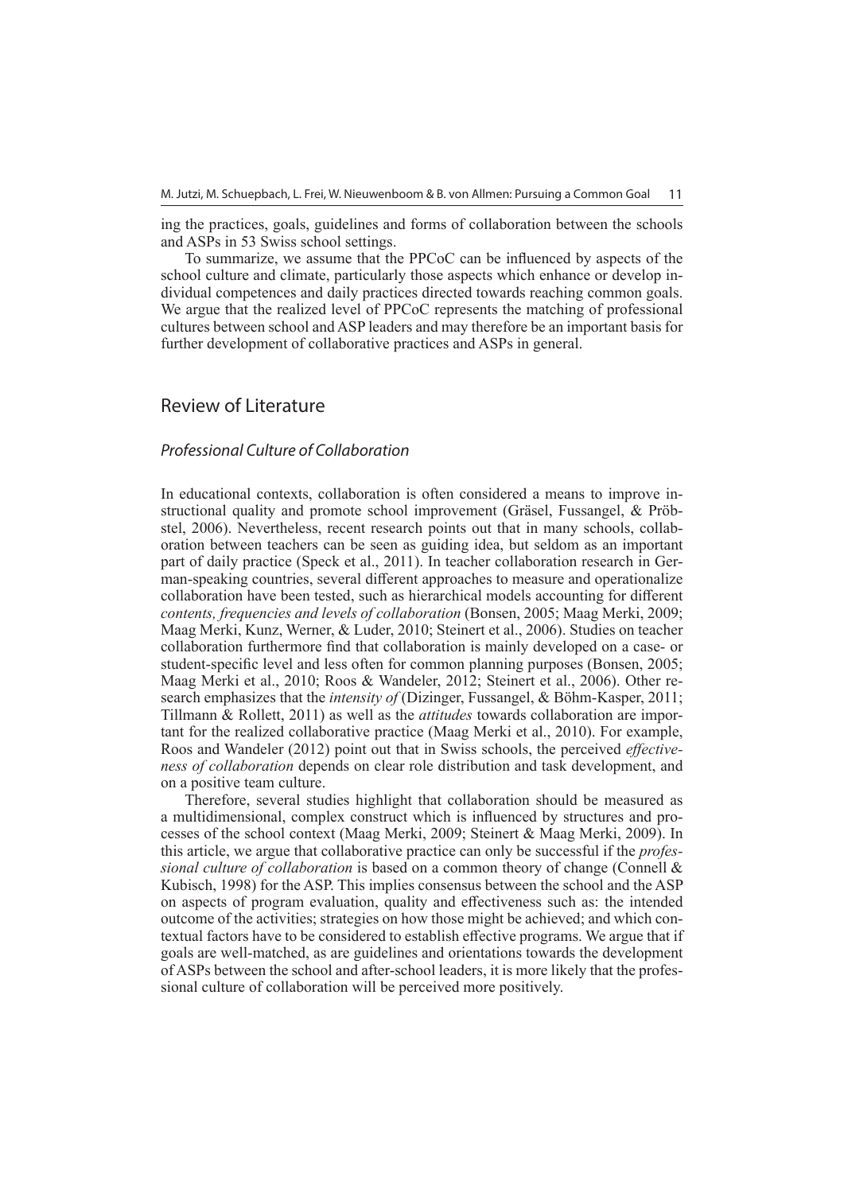ing the practices, goals, guidelines and forms of collaboration between the schools and ASPs in 53 Swiss school settings.

To summarize, we assume that the PPCoC can be influenced by aspects of the school culture and climate, particularly those aspects which enhance or develop individual competences and daily practices directed towards reaching common goals. We argue that the realized level of PPCoC represents the matching of professional cultures between school and ASP leaders and may therefore be an important basis for further development of collaborative practices and ASPs in general.

## Review of Literature

### *Professional Culture of Collaboration*

In educational contexts, collaboration is often considered a means to improve instructional quality and promote school improvement (Gräsel, Fussangel, & Pröbstel, 2006). Nevertheless, recent research points out that in many schools, collaboration between teachers can be seen as guiding idea, but seldom as an important part of daily practice (Speck et al., 2011). In teacher collaboration research in German-speaking countries, several different approaches to measure and operationalize collaboration have been tested, such as hierarchical models accounting for different *contents, frequencies and levels of collaboration* (Bonsen, 2005; Maag Merki, 2009; Maag Merki, Kunz, Werner, & Luder, 2010; Steinert et al., 2006). Studies on teacher collaboration furthermore find that collaboration is mainly developed on a case- or student-specific level and less often for common planning purposes (Bonsen, 2005; Maag Merki et al., 2010; Roos & Wandeler, 2012; Steinert et al., 2006). Other research emphasizes that the *intensity of* (Dizinger, Fussangel, & Böhm-Kasper, 2011; Tillmann & Rollett, 2011) as well as the *attitudes* towards collaboration are important for the realized collaborative practice (Maag Merki et al., 2010). For example, Roos and Wandeler (2012) point out that in Swiss schools, the perceived *effectiveness of collaboration* depends on clear role distribution and task development, and on a positive team culture.

Therefore, several studies highlight that collaboration should be measured as a multidimensional, complex construct which is influenced by structures and processes of the school context (Maag Merki, 2009; Steinert & Maag Merki, 2009). In this article, we argue that collaborative practice can only be successful if the *professional culture of collaboration* is based on a common theory of change (Connell & Kubisch, 1998) for the ASP. This implies consensus between the school and the ASP on aspects of program evaluation, quality and effectiveness such as: the intended outcome of the activities; strategies on how those might be achieved; and which contextual factors have to be considered to establish effective programs. We argue that if goals are well-matched, as are guidelines and orientations towards the development of ASPs between the school and after-school leaders, it is more likely that the professional culture of collaboration will be perceived more positively.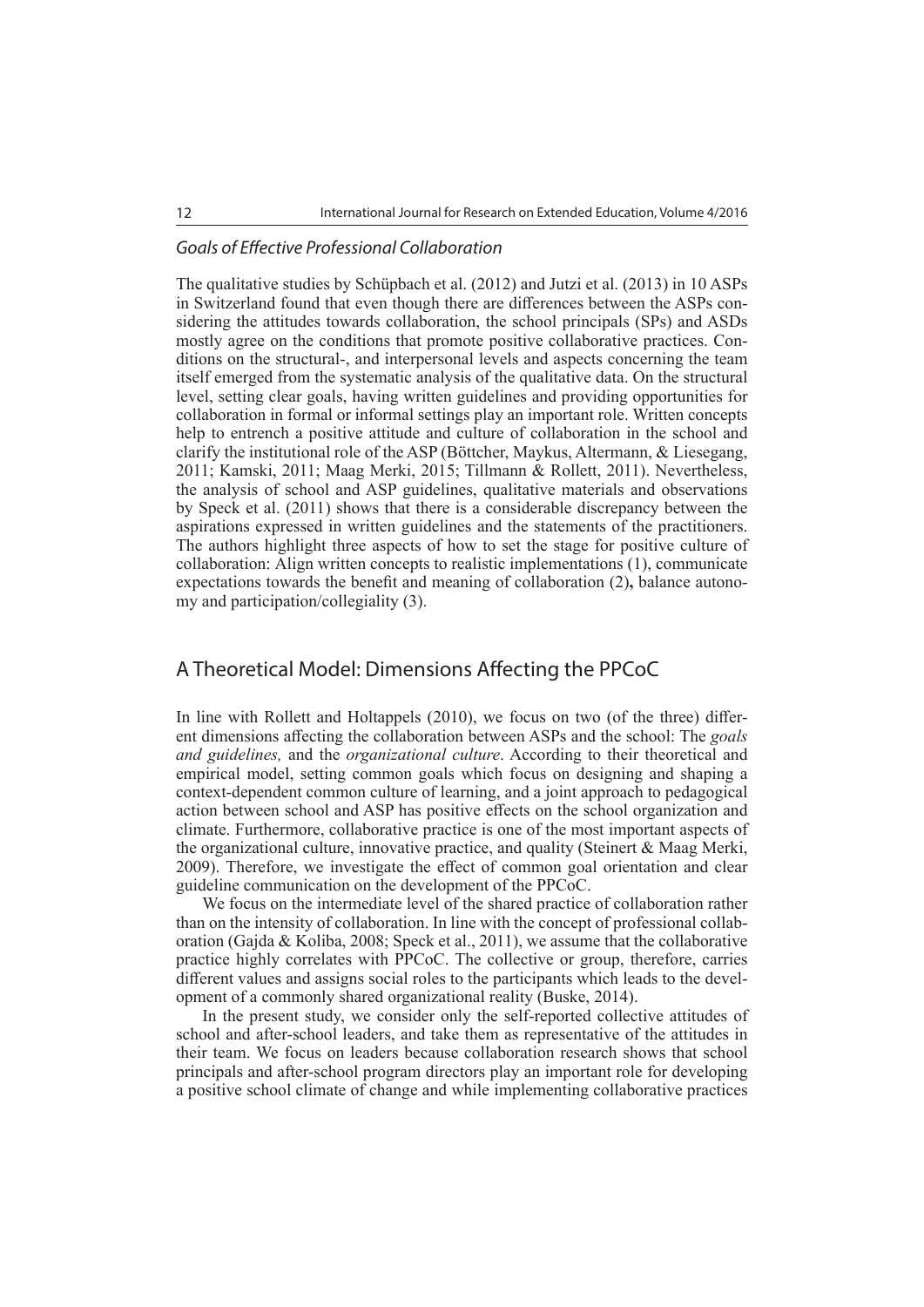### *Goals of Effective Professional Collaboration*

The qualitative studies by Schüpbach et al. (2012) and Jutzi et al. (2013) in 10 ASPs in Switzerland found that even though there are differences between the ASPs considering the attitudes towards collaboration, the school principals (SPs) and ASDs mostly agree on the conditions that promote positive collaborative practices. Conditions on the structural-, and interpersonal levels and aspects concerning the team itself emerged from the systematic analysis of the qualitative data. On the structural level, setting clear goals, having written guidelines and providing opportunities for collaboration in formal or informal settings play an important role. Written concepts help to entrench a positive attitude and culture of collaboration in the school and clarify the institutional role of the ASP (Böttcher, Maykus, Altermann, & Liesegang, 2011; Kamski, 2011; Maag Merki, 2015; Tillmann & Rollett, 2011). Nevertheless, the analysis of school and ASP guidelines, qualitative materials and observations by Speck et al. (2011) shows that there is a considerable discrepancy between the aspirations expressed in written guidelines and the statements of the practitioners. The authors highlight three aspects of how to set the stage for positive culture of collaboration: Align written concepts to realistic implementations (1), communicate expectations towards the benefit and meaning of collaboration (2), balance autonomy and participation/collegiality (3).

## A Theoretical Model: Dimensions Affecting the PPCoC

In line with Rollett and Holtappels (2010), we focus on two (of the three) different dimensions affecting the collaboration between ASPs and the school: The *goals and guidelines,* and the *organizational culture*. According to their theoretical and empirical model, setting common goals which focus on designing and shaping a context-dependent common culture of learning, and a joint approach to pedagogical action between school and ASP has positive effects on the school organization and climate. Furthermore, collaborative practice is one of the most important aspects of the organizational culture, innovative practice, and quality (Steinert & Maag Merki, 2009). Therefore, we investigate the effect of common goal orientation and clear guideline communication on the development of the PPCoC.

We focus on the intermediate level of the shared practice of collaboration rather than on the intensity of collaboration. In line with the concept of professional collaboration (Gajda & Koliba, 2008; Speck et al., 2011), we assume that the collaborative practice highly correlates with PPCoC. The collective or group, therefore, carries different values and assigns social roles to the participants which leads to the development of a commonly shared organizational reality (Buske, 2014).

In the present study, we consider only the self-reported collective attitudes of school and after-school leaders, and take them as representative of the attitudes in their team. We focus on leaders because collaboration research shows that school principals and after-school program directors play an important role for developing a positive school climate of change and while implementing collaborative practices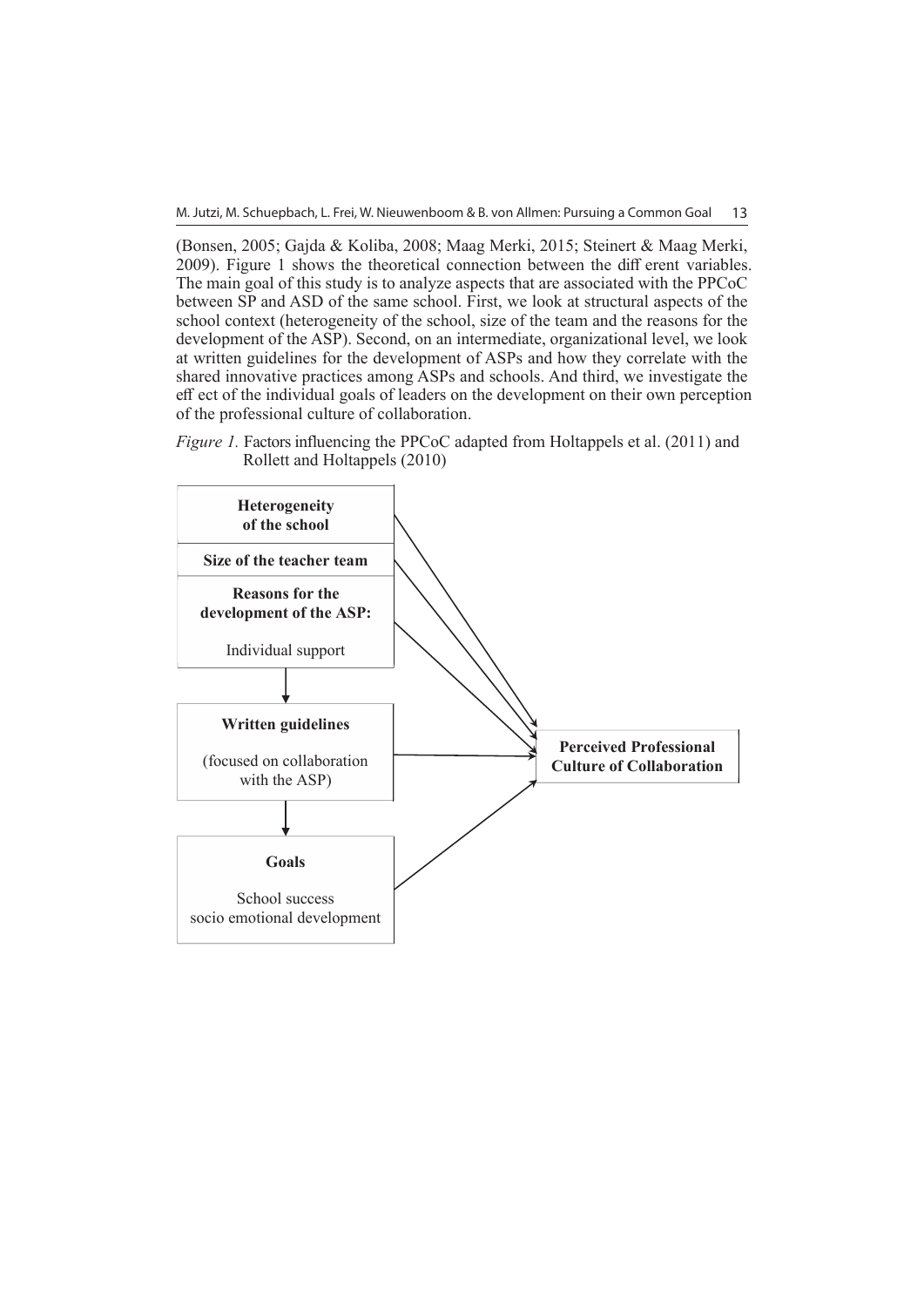(Bonsen, 2005; Gajda & Koliba, 2008; Maag Merki, 2015; Steinert & Maag Merki, 2009). Figure 1 shows the theoretical connection between the different variables. The main goal of this study is to analyze aspects that are associated with the PPCoC between SP and ASD of the same school. First, we look at structural aspects of the school context (heterogeneity of the school, size of the team and the reasons for the development of the ASP). Second, on an intermediate, organizational level, we look at written guidelines for the development of ASPs and how they correlate with the shared innovative practices among ASPs and schools. And third, we investigate the effect of the individual goals of leaders on the development on their own perception of the professional culture of collaboration.

*Figure 1.* Factors influencing the PPCoC adapted from Holtappels et al. (2011) and Rollett and Holtappels (2010)

**Heterogeneity of the school**

**Size of the teacher team**

**Reasons for the development of the ASP:**

Individual support

**Written guidelines**

(focused on collaboration with the ASP)

**Goals**

School success
socio emotional development

**Perceived Professional Culture of Collaboration**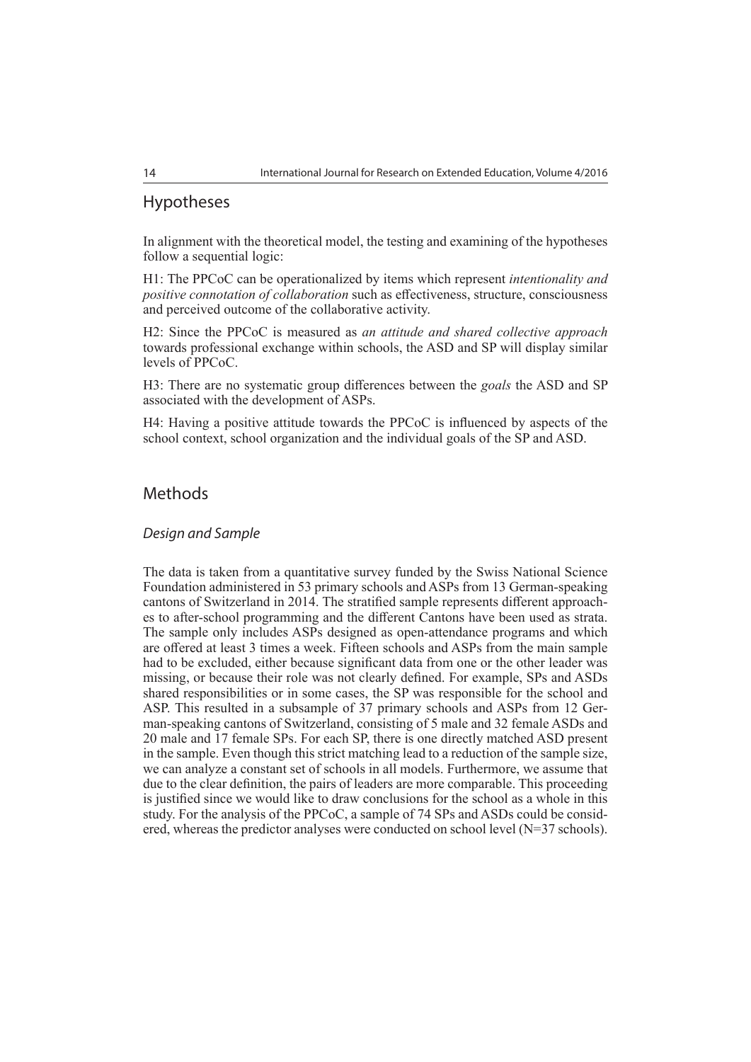## Hypotheses

In alignment with the theoretical model, the testing and examining of the hypotheses follow a sequential logic:

H1: The PPCoC can be operationalized by items which represent *intentionality and positive connotation of collaboration* such as effectiveness, structure, consciousness and perceived outcome of the collaborative activity.

H2: Since the PPCoC is measured as *an attitude and shared collective approach* towards professional exchange within schools, the ASD and SP will display similar levels of PPCoC.

H3: There are no systematic group differences between the *goals* the ASD and SP associated with the development of ASPs.

H4: Having a positive attitude towards the PPCoC is influenced by aspects of the school context, school organization and the individual goals of the SP and ASD.

## Methods

### *Design and Sample*

The data is taken from a quantitative survey funded by the Swiss National Science Foundation administered in 53 primary schools and ASPs from 13 German-speaking cantons of Switzerland in 2014. The stratified sample represents different approaches to after-school programming and the different Cantons have been used as strata. The sample only includes ASPs designed as open-attendance programs and which are offered at least 3 times a week. Fifteen schools and ASPs from the main sample had to be excluded, either because significant data from one or the other leader was missing, or because their role was not clearly defined. For example, SPs and ASDs shared responsibilities or in some cases, the SP was responsible for the school and ASP. This resulted in a subsample of 37 primary schools and ASPs from 12 German-speaking cantons of Switzerland, consisting of 5 male and 32 female ASDs and 20 male and 17 female SPs. For each SP, there is one directly matched ASD present in the sample. Even though this strict matching lead to a reduction of the sample size, we can analyze a constant set of schools in all models. Furthermore, we assume that due to the clear definition, the pairs of leaders are more comparable. This proceeding is justified since we would like to draw conclusions for the school as a whole in this study. For the analysis of the PPCoC, a sample of 74 SPs and ASDs could be considered, whereas the predictor analyses were conducted on school level ($N=37$ schools).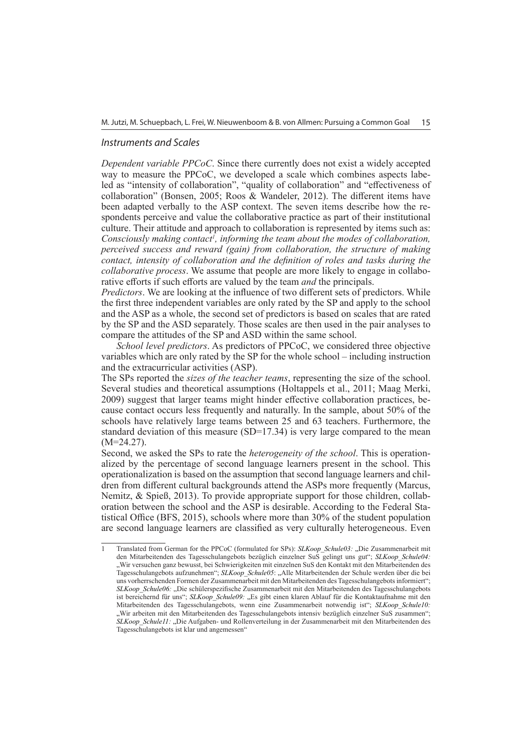### Instruments and Scales

*Dependent variable PPCoC*. Since there currently does not exist a widely accepted way to measure the PPCoC, we developed a scale which combines aspects labeled as "intensity of collaboration", "quality of collaboration" and "effectiveness of collaboration" (Bonsen, 2005; Roos & Wandeler, 2012). The different items have been adapted verbally to the ASP context. The seven items describe how the respondents perceive and value the collaborative practice as part of their institutional culture. Their attitude and approach to collaboration is represented by items such as: *Consciously making contact*[1]*, informing the team about the modes of collaboration, perceived success and reward (gain) from collaboration, the structure of making contact, intensity of collaboration and the definition of roles and tasks during the collaborative process*. We assume that people are more likely to engage in collaborative efforts if such efforts are valued by the team *and* the principals.

*Predictors*. We are looking at the influence of two different sets of predictors. While the first three independent variables are only rated by the SP and apply to the school and the ASP as a whole, the second set of predictors is based on scales that are rated by the SP and the ASD separately. Those scales are then used in the pair analyses to compare the attitudes of the SP and ASD within the same school.

*School level predictors*. As predictors of PPCoC, we considered three objective variables which are only rated by the SP for the whole school – including instruction and the extracurricular activities (ASP).

The SPs reported the *sizes of the teacher teams*, representing the size of the school. Several studies and theoretical assumptions (Holtappels et al., 2011; Maag Merki, 2009) suggest that larger teams might hinder effective collaboration practices, because contact occurs less frequently and naturally. In the sample, about 50% of the schools have relatively large teams between 25 and 63 teachers. Furthermore, the standard deviation of this measure (SD=17.34) is very large compared to the mean (M=24.27).

Second, we asked the SPs to rate the *heterogeneity of the school*. This is operationalized by the percentage of second language learners present in the school. This operationalization is based on the assumption that second language learners and children from different cultural backgrounds attend the ASPs more frequently (Marcus, Nemitz, & Spieß, 2013). To provide appropriate support for those children, collaboration between the school and the ASP is desirable. According to the Federal Statistical Office (BFS, 2015), schools where more than 30% of the student population are second language learners are classified as very culturally heterogeneous. Even

---

1 Translated from German for the PPCoC (formulated for SPs): *SLKoop_Schule03:* „Die Zusammenarbeit mit den Mitarbeitenden des Tagesschulangebots bezüglich einzelner SuS gelingt uns gut"; *SLKoop_Schule04:* „Wir versuchen ganz bewusst, bei Schwierigkeiten mit einzelnen SuS den Kontakt mit den Mitarbeitenden des Tagesschulangebots aufzunehmen"; *SLKoop_Schule05:* „Alle Mitarbeitenden der Schule werden über die bei uns vorherrschenden Formen der Zusammenarbeit mit den Mitarbeitenden des Tagesschulangebots informiert"; *SLKoop_Schule06:* „Die schülerspezifische Zusammenarbeit mit den Mitarbeitenden des Tagesschulangebots ist bereichernd für uns"; *SLKoop_Schule09:* „Es gibt einen klaren Ablauf für die Kontaktaufnahme mit den Mitarbeitenden des Tagesschulangebots, wenn eine Zusammenarbeit notwendig ist"; *SLKoop_Schule10:* „Wir arbeiten mit den Mitarbeitenden des Tagesschulangebots intensiv bezüglich einzelner SuS zusammen"; *SLKoop_Schule11:* „Die Aufgaben- und Rollenverteilung in der Zusammenarbeit mit den Mitarbeitenden des Tagesschulangebots ist klar und angemessen"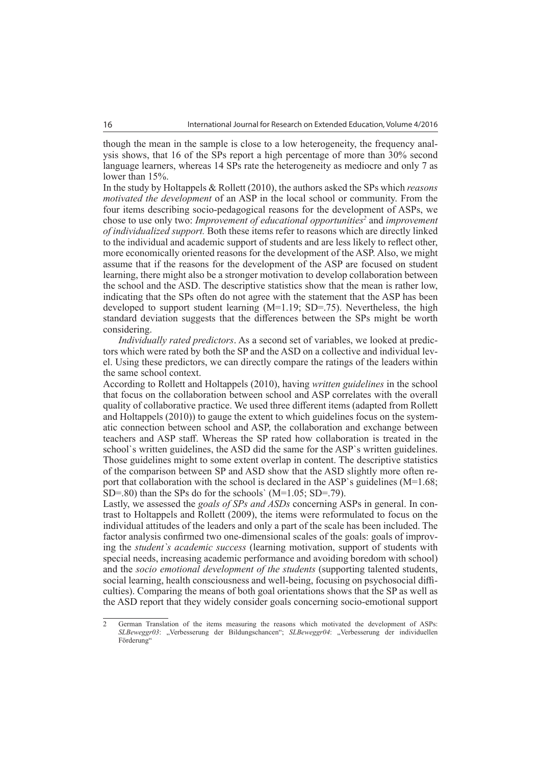though the mean in the sample is close to a low heterogeneity, the frequency analysis shows, that 16 of the SPs report a high percentage of more than 30% second language learners, whereas 14 SPs rate the heterogeneity as mediocre and only 7 as lower than 15%.

In the study by Holtappels & Rollett (2010), the authors asked the SPs which *reasons motivated the development* of an ASP in the local school or community. From the four items describing socio-pedagogical reasons for the development of ASPs, we chose to use only two: *Improvement of educational opportunities*[2] and *improvement of individualized support.* Both these items refer to reasons which are directly linked to the individual and academic support of students and are less likely to reflect other, more economically oriented reasons for the development of the ASP. Also, we might assume that if the reasons for the development of the ASP are focused on student learning, there might also be a stronger motivation to develop collaboration between the school and the ASD. The descriptive statistics show that the mean is rather low, indicating that the SPs often do not agree with the statement that the ASP has been developed to support student learning ($M=1.19$; $SD=.75$). Nevertheless, the high standard deviation suggests that the differences between the SPs might be worth considering.

*Individually rated predictors*. As a second set of variables, we looked at predictors which were rated by both the SP and the ASD on a collective and individual level. Using these predictors, we can directly compare the ratings of the leaders within the same school context.

According to Rollett and Holtappels (2010), having *written guidelines* in the school that focus on the collaboration between school and ASP correlates with the overall quality of collaborative practice. We used three different items (adapted from Rollett and Holtappels (2010)) to gauge the extent to which guidelines focus on the systematic connection between school and ASP, the collaboration and exchange between teachers and ASP staff. Whereas the SP rated how collaboration is treated in the school`s written guidelines, the ASD did the same for the ASP`s written guidelines. Those guidelines might to some extent overlap in content. The descriptive statistics of the comparison between SP and ASD show that the ASD slightly more often report that collaboration with the school is declared in the ASP`s guidelines ($M=1.68$; $SD=.80$) than the SPs do for the schools` ($M=1.05$; $SD=.79$).

Lastly, we assessed the *goals of SPs and ASDs* concerning ASPs in general. In contrast to Holtappels and Rollett (2009), the items were reformulated to focus on the individual attitudes of the leaders and only a part of the scale has been included. The factor analysis confirmed two one-dimensional scales of the goals: goals of improving the *student`s academic success* (learning motivation, support of students with special needs, increasing academic performance and avoiding boredom with school) and the *socio emotional development of the students* (supporting talented students, social learning, health consciousness and well-being, focusing on psychosocial difficulties). Comparing the means of both goal orientations shows that the SP as well as the ASD report that they widely consider goals concerning socio-emotional support

---

2 German Translation of the items measuring the reasons which motivated the development of ASPs: *SLBeweggr03*: „Verbesserung der Bildungschancen"; *SLBeweggr04*: „Verbesserung der individuellen Förderung"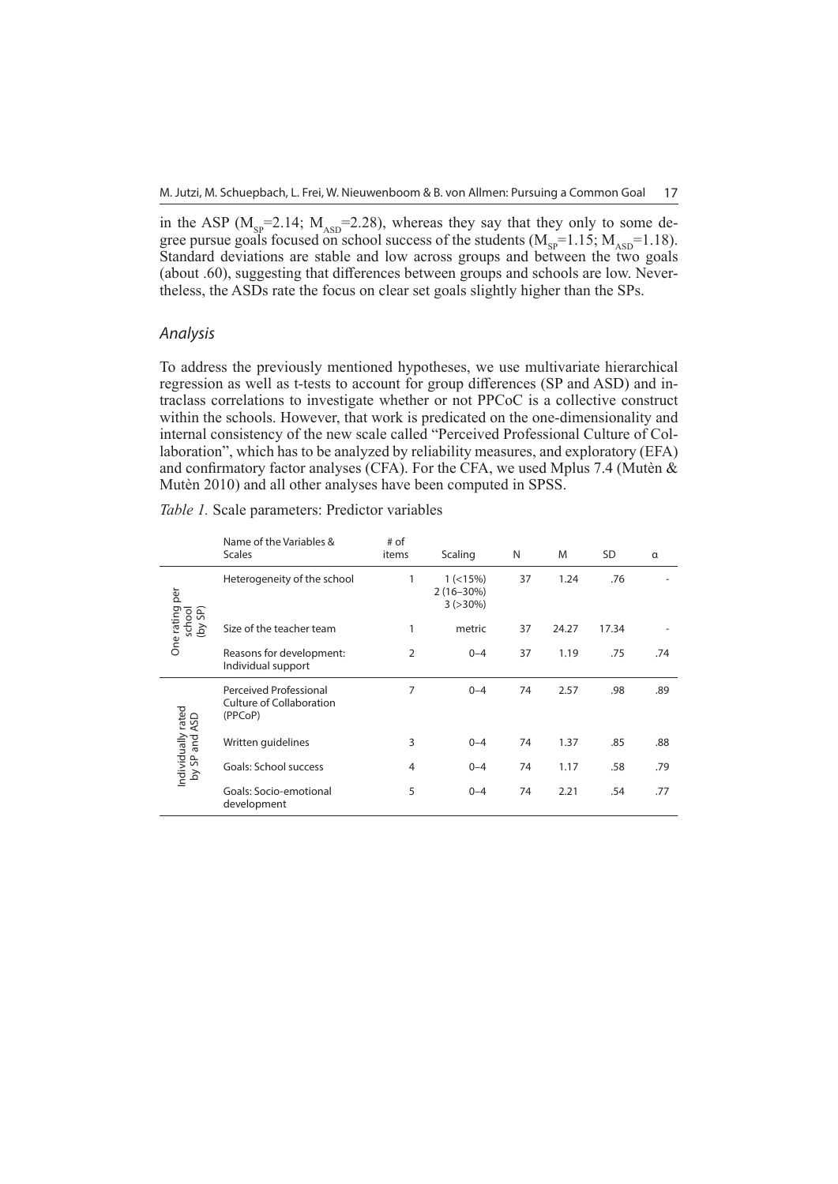in the ASP ($M_{SP}$=2.14; $M_{ASD}$=2.28), whereas they say that they only to some degree pursue goals focused on school success of the students ($M_{SP}$=1.15; $M_{ASD}$=1.18). Standard deviations are stable and low across groups and between the two goals (about .60), suggesting that differences between groups and schools are low. Nevertheless, the ASDs rate the focus on clear set goals slightly higher than the SPs.

### *Analysis*

To address the previously mentioned hypotheses, we use multivariate hierarchical regression as well as t-tests to account for group differences (SP and ASD) and intraclass correlations to investigate whether or not PPCoC is a collective construct within the schools. However, that work is predicated on the one-dimensionality and internal consistency of the new scale called "Perceived Professional Culture of Collaboration", which has to be analyzed by reliability measures, and exploratory (EFA) and confirmatory factor analyses (CFA). For the CFA, we used Mplus 7.4 (Mutèn & Mutèn 2010) and all other analyses have been computed in SPSS.

*Table 1.* Scale parameters: Predictor variables

| | Name of the Variables & Scales | # of items | Scaling | N | M | SD | α |
|---|---|---|---|---|---|---|---|
| One rating per school (by SP) | Heterogeneity of the school | 1 | 1 (<15%) 2 (16–30%) 3 (>30%) | 37 | 1.24 | .76 | - |
| | Size of the teacher team | 1 | metric | 37 | 24.27 | 17.34 | - |
| | Reasons for development: Individual support | 2 | 0–4 | 37 | 1.19 | .75 | .74 |
| Individually rated by SP and ASD | Perceived Professional Culture of Collaboration (PPCoP) | 7 | 0–4 | 74 | 2.57 | .98 | .89 |
| | Written guidelines | 3 | 0–4 | 74 | 1.37 | .85 | .88 |
| | Goals: School success | 4 | 0–4 | 74 | 1.17 | .58 | .79 |
| | Goals: Socio-emotional development | 5 | 0–4 | 74 | 2.21 | .54 | .77 |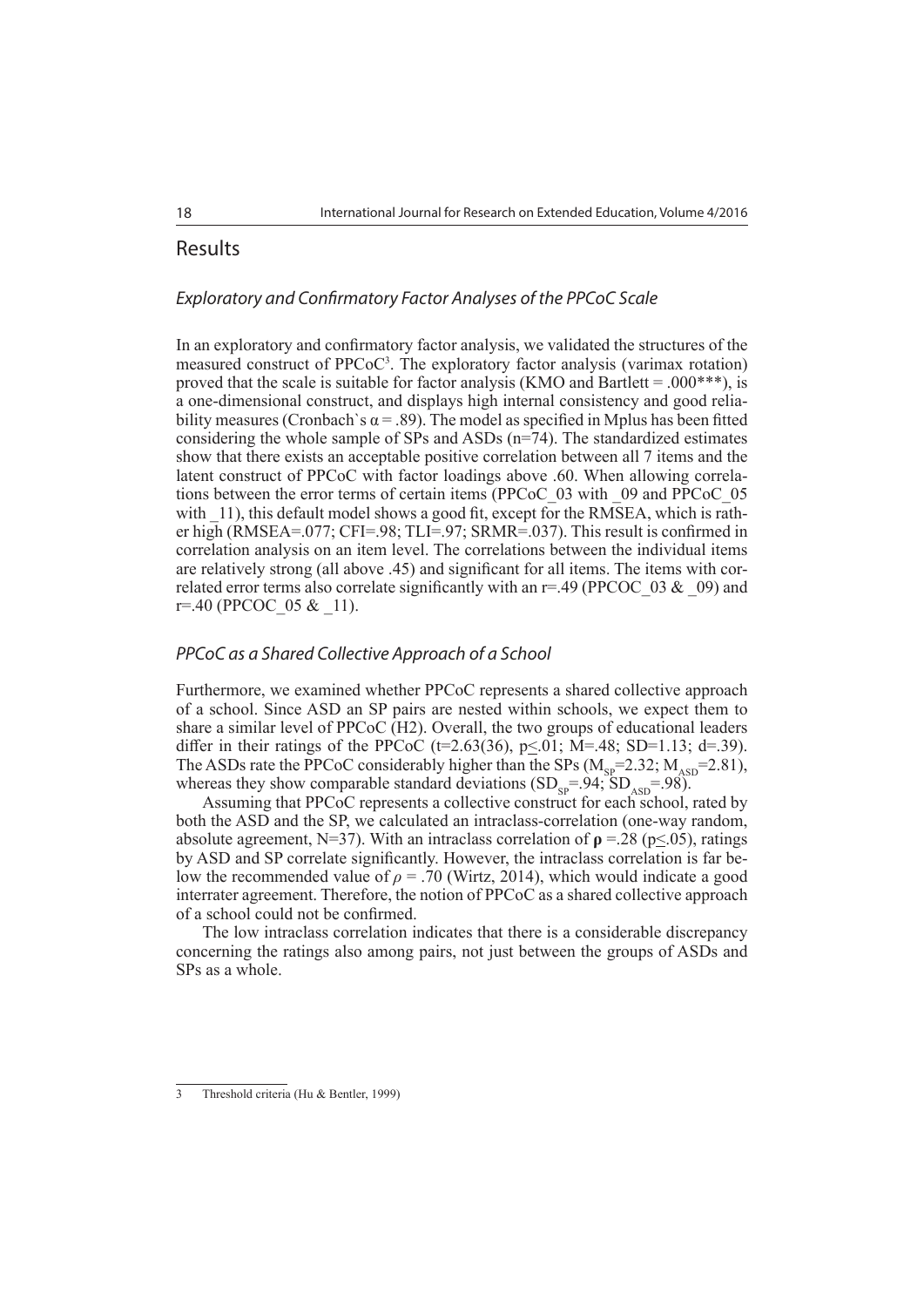## Results

### *Exploratory and Confirmatory Factor Analyses of the PPCoC Scale*

In an exploratory and confirmatory factor analysis, we validated the structures of the measured construct of PPCoC[3]. The exploratory factor analysis (varimax rotation) proved that the scale is suitable for factor analysis (KMO and Bartlett = .000***), is a one-dimensional construct, and displays high internal consistency and good reliability measures (Cronbach`s $\alpha = .89$). The model as specified in Mplus has been fitted considering the whole sample of SPs and ASDs (n=74). The standardized estimates show that there exists an acceptable positive correlation between all 7 items and the latent construct of PPCoC with factor loadings above .60. When allowing correlations between the error terms of certain items (PPCoC_03 with _09 and PPCoC_05 with _11), this default model shows a good fit, except for the RMSEA, which is rather high (RMSEA=.077; CFI=.98; TLI=.97; SRMR=.037). This result is confirmed in correlation analysis on an item level. The correlations between the individual items are relatively strong (all above .45) and significant for all items. The items with correlated error terms also correlate significantly with an r=.49 (PPCOC_03 & _09) and r=.40 (PPCOC_05 & _11).

### *PPCoC as a Shared Collective Approach of a School*

Furthermore, we examined whether PPCoC represents a shared collective approach of a school. Since ASD an SP pairs are nested within schools, we expect them to share a similar level of PPCoC (H2). Overall, the two groups of educational leaders differ in their ratings of the PPCoC ($t=2.63(36)$, $p \leq .01$; M=.48; SD=1.13; d=.39). The ASDs rate the PPCoC considerably higher than the SPs ($M_{SP}=2.32$; $M_{ASD}=2.81$), whereas they show comparable standard deviations ($SD_{SP}=.94$; $SD_{ASD}=.98$).

Assuming that PPCoC represents a collective construct for each school, rated by both the ASD and the SP, we calculated an intraclass-correlation (one-way random, absolute agreement, N=37). With an intraclass correlation of $\boldsymbol{\rho} = .28$ ($p \leq .05$), ratings by ASD and SP correlate significantly. However, the intraclass correlation is far below the recommended value of $\rho = .70$ (Wirtz, 2014), which would indicate a good interrater agreement. Therefore, the notion of PPCoC as a shared collective approach of a school could not be confirmed.

The low intraclass correlation indicates that there is a considerable discrepancy concerning the ratings also among pairs, not just between the groups of ASDs and SPs as a whole.

---

3 Threshold criteria (Hu & Bentler, 1999)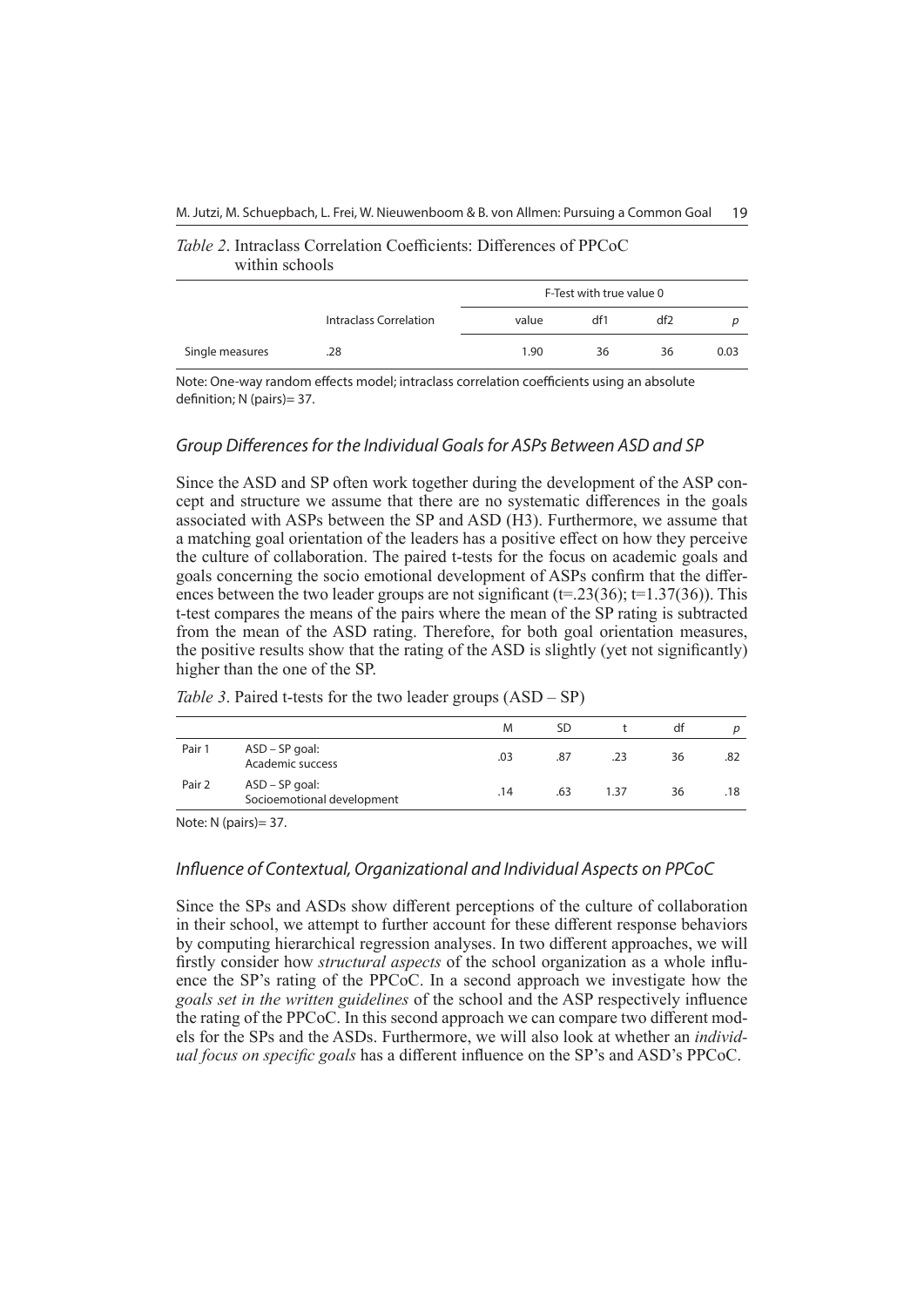*Table 2*. Intraclass Correlation Coefficients: Differences of PPCoC within schools

| | Intraclass Correlation | F-Test with true value 0 | | | |
|---|---|---|---|---|---|
| | | value | df1 | df2 | *p* |
| Single measures | .28 | 1.90 | 36 | 36 | 0.03 |

Note: One-way random effects model; intraclass correlation coefficients using an absolute definition; N (pairs)= 37.

### *Group Differences for the Individual Goals for ASPs Between ASD and SP*

Since the ASD and SP often work together during the development of the ASP concept and structure we assume that there are no systematic differences in the goals associated with ASPs between the SP and ASD (H3). Furthermore, we assume that a matching goal orientation of the leaders has a positive effect on how they perceive the culture of collaboration. The paired t-tests for the focus on academic goals and goals concerning the socio emotional development of ASPs confirm that the differences between the two leader groups are not significant ($t=.23(36)$; $t=1.37(36)$). This t-test compares the means of the pairs where the mean of the SP rating is subtracted from the mean of the ASD rating. Therefore, for both goal orientation measures, the positive results show that the rating of the ASD is slightly (yet not significantly) higher than the one of the SP.

*Table 3*. Paired t-tests for the two leader groups (ASD – SP)

| | | M | SD | t | df | *p* |
|---|---|---|---|---|---|---|
| Pair 1 | ASD – SP goal: Academic success | .03 | .87 | .23 | 36 | .82 |
| Pair 2 | ASD – SP goal: Socioemotional development | .14 | .63 | 1.37 | 36 | .18 |

Note: N (pairs)= 37.

### *Influence of Contextual, Organizational and Individual Aspects on PPCoC*

Since the SPs and ASDs show different perceptions of the culture of collaboration in their school, we attempt to further account for these different response behaviors by computing hierarchical regression analyses. In two different approaches, we will firstly consider how *structural aspects* of the school organization as a whole influence the SP's rating of the PPCoC. In a second approach we investigate how the *goals set in the written guidelines* of the school and the ASP respectively influence the rating of the PPCoC. In this second approach we can compare two different models for the SPs and the ASDs. Furthermore, we will also look at whether an *individual focus on specific goals* has a different influence on the SP's and ASD's PPCoC.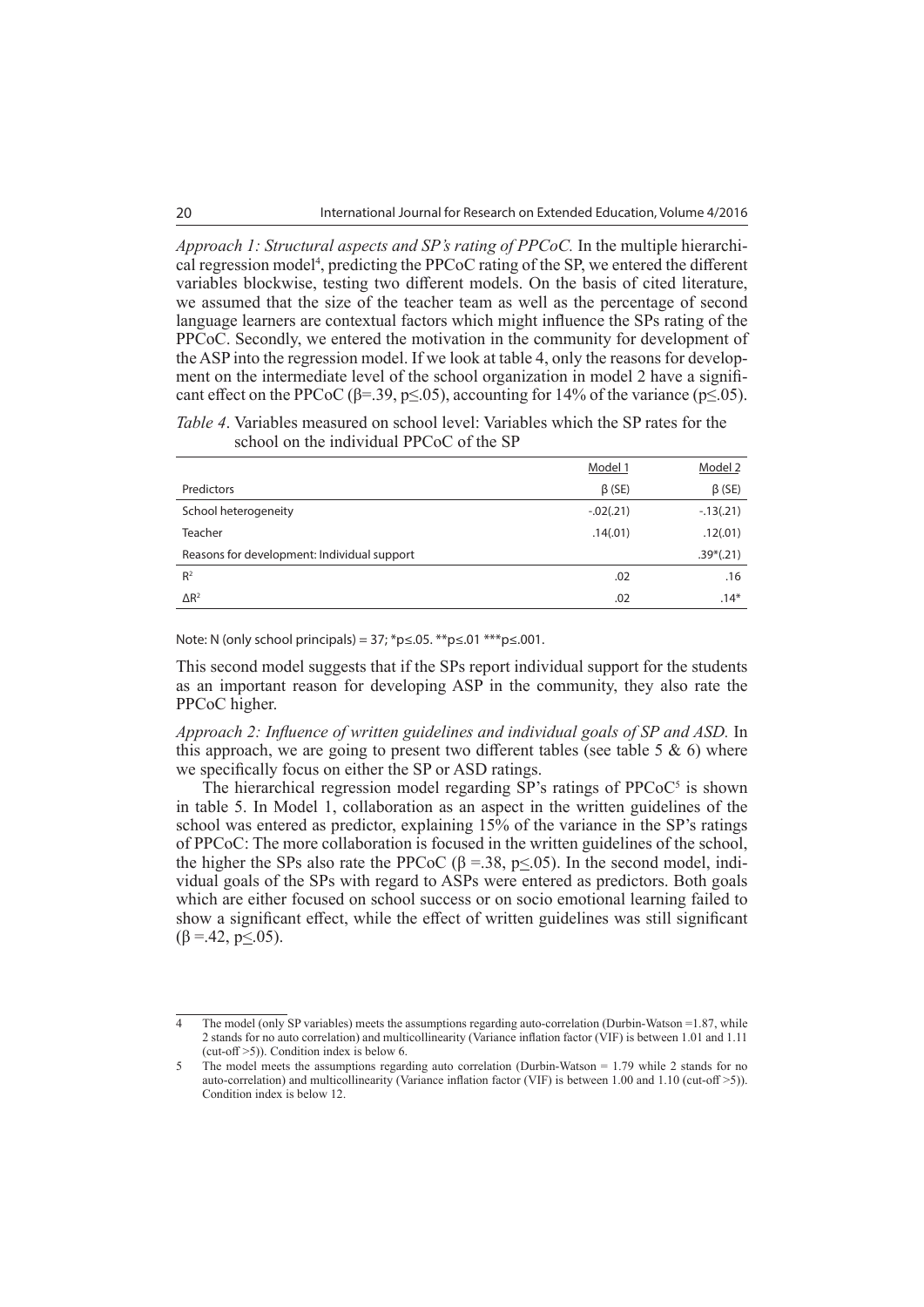*Approach 1: Structural aspects and SP's rating of PPCoC.* In the multiple hierarchical regression model[4], predicting the PPCoC rating of the SP, we entered the different variables blockwise, testing two different models. On the basis of cited literature, we assumed that the size of the teacher team as well as the percentage of second language learners are contextual factors which might influence the SPs rating of the PPCoC. Secondly, we entered the motivation in the community for development of the ASP into the regression model. If we look at table 4, only the reasons for development on the intermediate level of the school organization in model 2 have a significant effect on the PPCoC ($\beta$=.39, $p \leq .05$), accounting for 14% of the variance ($p \leq .05$).

*Table 4*. Variables measured on school level: Variables which the SP rates for the school on the individual PPCoC of the SP

| | Model 1 | Model 2 |
|---|---|---|
| Predictors | β (SE) | β (SE) |
| School heterogeneity | -.02(.21) | -.13(.21) |
| Teacher | .14(.01) | .12(.01) |
| Reasons for development: Individual support | | .39*(.21) |
| $R^2$ | .02 | .16 |
| $\Delta R^2$ | .02 | .14* |

Note: N (only school principals) = 37; *p≤.05. **p≤.01 ***p≤.001.

This second model suggests that if the SPs report individual support for the students as an important reason for developing ASP in the community, they also rate the PPCoC higher.

*Approach 2: Influence of written guidelines and individual goals of SP and ASD.* In this approach, we are going to present two different tables (see table 5 & 6) where we specifically focus on either the SP or ASD ratings.

The hierarchical regression model regarding SP's ratings of PPCoC[5] is shown in table 5. In Model 1, collaboration as an aspect in the written guidelines of the school was entered as predictor, explaining 15% of the variance in the SP's ratings of PPCoC: The more collaboration is focused in the written guidelines of the school, the higher the SPs also rate the PPCoC ($\beta$ =.38, $p \leq .05$). In the second model, individual goals of the SPs with regard to ASPs were entered as predictors. Both goals which are either focused on school success or on socio emotional learning failed to show a significant effect, while the effect of written guidelines was still significant ($\beta$ =.42, $p \leq .05$).

---

4 The model (only SP variables) meets the assumptions regarding auto-correlation (Durbin-Watson =1.87, while 2 stands for no auto correlation) and multicollinearity (Variance inflation factor (VIF) is between 1.01 and 1.11 (cut-off >5)). Condition index is below 6.

5 The model meets the assumptions regarding auto correlation (Durbin-Watson = 1.79 while 2 stands for no auto-correlation) and multicollinearity (Variance inflation factor (VIF) is between 1.00 and 1.10 (cut-off >5)). Condition index is below 12.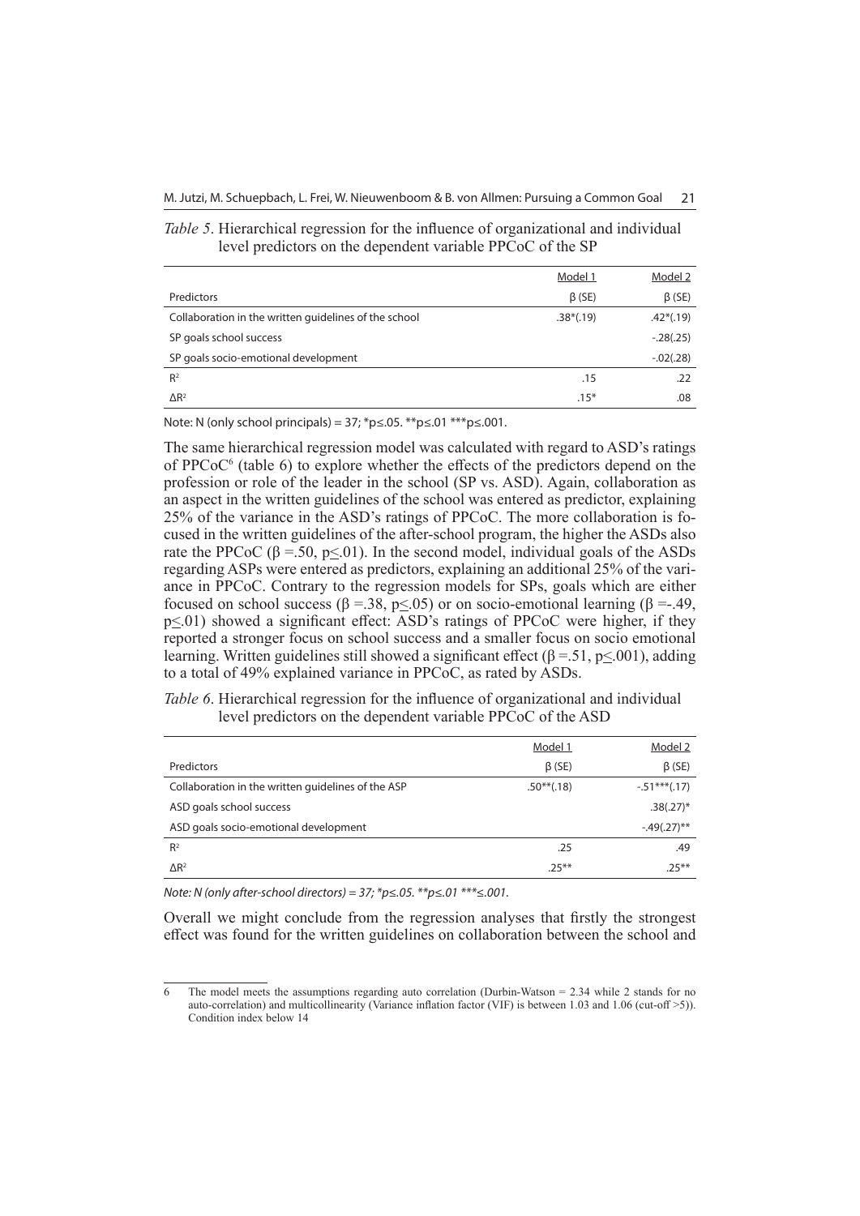*Table 5*. Hierarchical regression for the influence of organizational and individual level predictors on the dependent variable PPCoC of the SP

| | Model 1 | Model 2 |
|---|---|---|
| Predictors | β (SE) | β (SE) |
| Collaboration in the written guidelines of the school | .38*(.19) | .42*(.19) |
| SP goals school success | | -.28(.25) |
| SP goals socio-emotional development | | -.02(.28) |
| $R^2$ | .15 | .22 |
| $\Delta R^2$ | .15* | .08 |

Note: N (only school principals) = 37; *p≤.05. **p≤.01 ***p≤.001.

The same hierarchical regression model was calculated with regard to ASD's ratings of PPCoC[6] (table 6) to explore whether the effects of the predictors depend on the profession or role of the leader in the school (SP vs. ASD). Again, collaboration as an aspect in the written guidelines of the school was entered as predictor, explaining 25% of the variance in the ASD's ratings of PPCoC. The more collaboration is focused in the written guidelines of the after-school program, the higher the ASDs also rate the PPCoC (β =.50, p≤.01). In the second model, individual goals of the ASDs regarding ASPs were entered as predictors, explaining an additional 25% of the variance in PPCoC. Contrary to the regression models for SPs, goals which are either focused on school success (β =.38, p≤.05) or on socio-emotional learning (β =-.49, p≤.01) showed a significant effect: ASD's ratings of PPCoC were higher, if they reported a stronger focus on school success and a smaller focus on socio emotional learning. Written guidelines still showed a significant effect (β =.51, p≤.001), adding to a total of 49% explained variance in PPCoC, as rated by ASDs.

*Table 6*. Hierarchical regression for the influence of organizational and individual level predictors on the dependent variable PPCoC of the ASD

| | Model 1 | Model 2 |
|---|---|---|
| Predictors | β (SE) | β (SE) |
| Collaboration in the written guidelines of the ASP | .50**(.18) | -.51***(.17) |
| ASD goals school success | | .38(.27)* |
| ASD goals socio-emotional development | | -.49(.27)** |
| $R^2$ | .25 | .49 |
| $\Delta R^2$ | .25** | .25** |

*Note: N (only after-school directors) = 37; *p≤.05. **p≤.01 ***≤.001.*

Overall we might conclude from the regression analyses that firstly the strongest effect was found for the written guidelines on collaboration between the school and

[6] The model meets the assumptions regarding auto correlation (Durbin-Watson = 2.34 while 2 stands for no auto-correlation) and multicollinearity (Variance inflation factor (VIF) is between 1.03 and 1.06 (cut-off >5)). Condition index below 14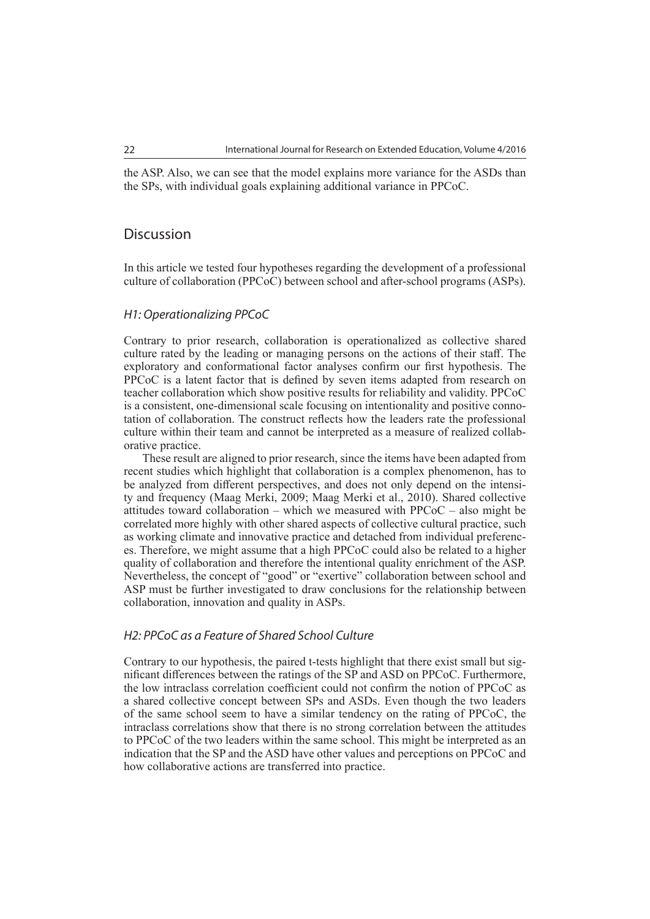the ASP. Also, we can see that the model explains more variance for the ASDs than the SPs, with individual goals explaining additional variance in PPCoC.

## Discussion

In this article we tested four hypotheses regarding the development of a professional culture of collaboration (PPCoC) between school and after-school programs (ASPs).

### *H1: Operationalizing PPCoC*

Contrary to prior research, collaboration is operationalized as collective shared culture rated by the leading or managing persons on the actions of their staff. The exploratory and conformational factor analyses confirm our first hypothesis. The PPCoC is a latent factor that is defined by seven items adapted from research on teacher collaboration which show positive results for reliability and validity. PPCoC is a consistent, one-dimensional scale focusing on intentionality and positive connotation of collaboration. The construct reflects how the leaders rate the professional culture within their team and cannot be interpreted as a measure of realized collaborative practice.

These result are aligned to prior research, since the items have been adapted from recent studies which highlight that collaboration is a complex phenomenon, has to be analyzed from different perspectives, and does not only depend on the intensity and frequency (Maag Merki, 2009; Maag Merki et al., 2010). Shared collective attitudes toward collaboration – which we measured with PPCoC – also might be correlated more highly with other shared aspects of collective cultural practice, such as working climate and innovative practice and detached from individual preferences. Therefore, we might assume that a high PPCoC could also be related to a higher quality of collaboration and therefore the intentional quality enrichment of the ASP. Nevertheless, the concept of "good" or "exertive" collaboration between school and ASP must be further investigated to draw conclusions for the relationship between collaboration, innovation and quality in ASPs.

### *H2: PPCoC as a Feature of Shared School Culture*

Contrary to our hypothesis, the paired t-tests highlight that there exist small but significant differences between the ratings of the SP and ASD on PPCoC. Furthermore, the low intraclass correlation coefficient could not confirm the notion of PPCoC as a shared collective concept between SPs and ASDs. Even though the two leaders of the same school seem to have a similar tendency on the rating of PPCoC, the intraclass correlations show that there is no strong correlation between the attitudes to PPCoC of the two leaders within the same school. This might be interpreted as an indication that the SP and the ASD have other values and perceptions on PPCoC and how collaborative actions are transferred into practice.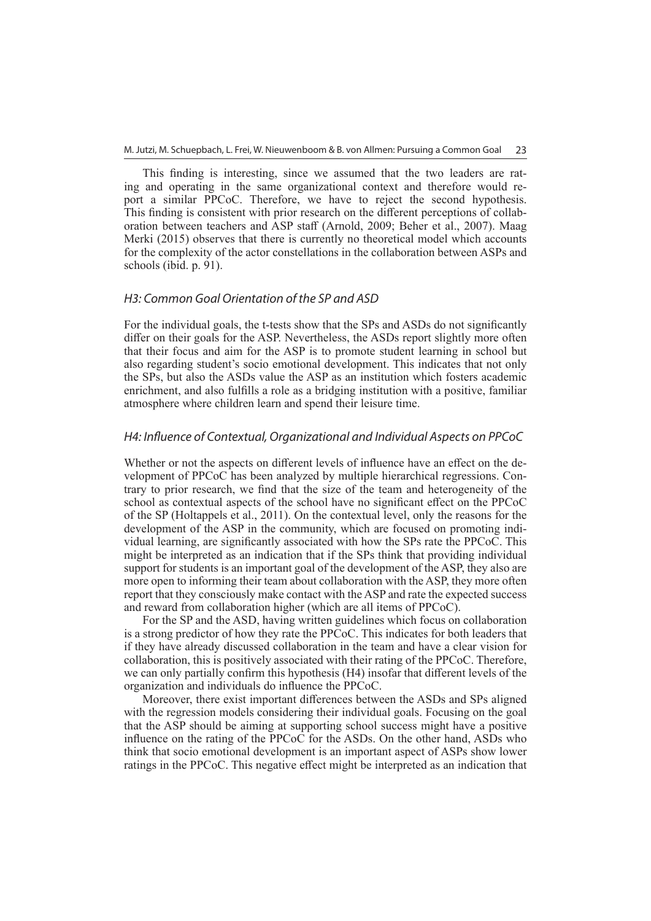This finding is interesting, since we assumed that the two leaders are rating and operating in the same organizational context and therefore would report a similar PPCoC. Therefore, we have to reject the second hypothesis. This finding is consistent with prior research on the different perceptions of collaboration between teachers and ASP staff (Arnold, 2009; Beher et al., 2007). Maag Merki (2015) observes that there is currently no theoretical model which accounts for the complexity of the actor constellations in the collaboration between ASPs and schools (ibid. p. 91).

### *H3: Common Goal Orientation of the SP and ASD*

For the individual goals, the t-tests show that the SPs and ASDs do not significantly differ on their goals for the ASP. Nevertheless, the ASDs report slightly more often that their focus and aim for the ASP is to promote student learning in school but also regarding student's socio emotional development. This indicates that not only the SPs, but also the ASDs value the ASP as an institution which fosters academic enrichment, and also fulfills a role as a bridging institution with a positive, familiar atmosphere where children learn and spend their leisure time.

### *H4: Influence of Contextual, Organizational and Individual Aspects on PPCoC*

Whether or not the aspects on different levels of influence have an effect on the development of PPCoC has been analyzed by multiple hierarchical regressions. Contrary to prior research, we find that the size of the team and heterogeneity of the school as contextual aspects of the school have no significant effect on the PPCoC of the SP (Holtappels et al., 2011). On the contextual level, only the reasons for the development of the ASP in the community, which are focused on promoting individual learning, are significantly associated with how the SPs rate the PPCoC. This might be interpreted as an indication that if the SPs think that providing individual support for students is an important goal of the development of the ASP, they also are more open to informing their team about collaboration with the ASP, they more often report that they consciously make contact with the ASP and rate the expected success and reward from collaboration higher (which are all items of PPCoC).

For the SP and the ASD, having written guidelines which focus on collaboration is a strong predictor of how they rate the PPCoC. This indicates for both leaders that if they have already discussed collaboration in the team and have a clear vision for collaboration, this is positively associated with their rating of the PPCoC. Therefore, we can only partially confirm this hypothesis (H4) insofar that different levels of the organization and individuals do influence the PPCoC.

Moreover, there exist important differences between the ASDs and SPs aligned with the regression models considering their individual goals. Focusing on the goal that the ASP should be aiming at supporting school success might have a positive influence on the rating of the PPCoC for the ASDs. On the other hand, ASDs who think that socio emotional development is an important aspect of ASPs show lower ratings in the PPCoC. This negative effect might be interpreted as an indication that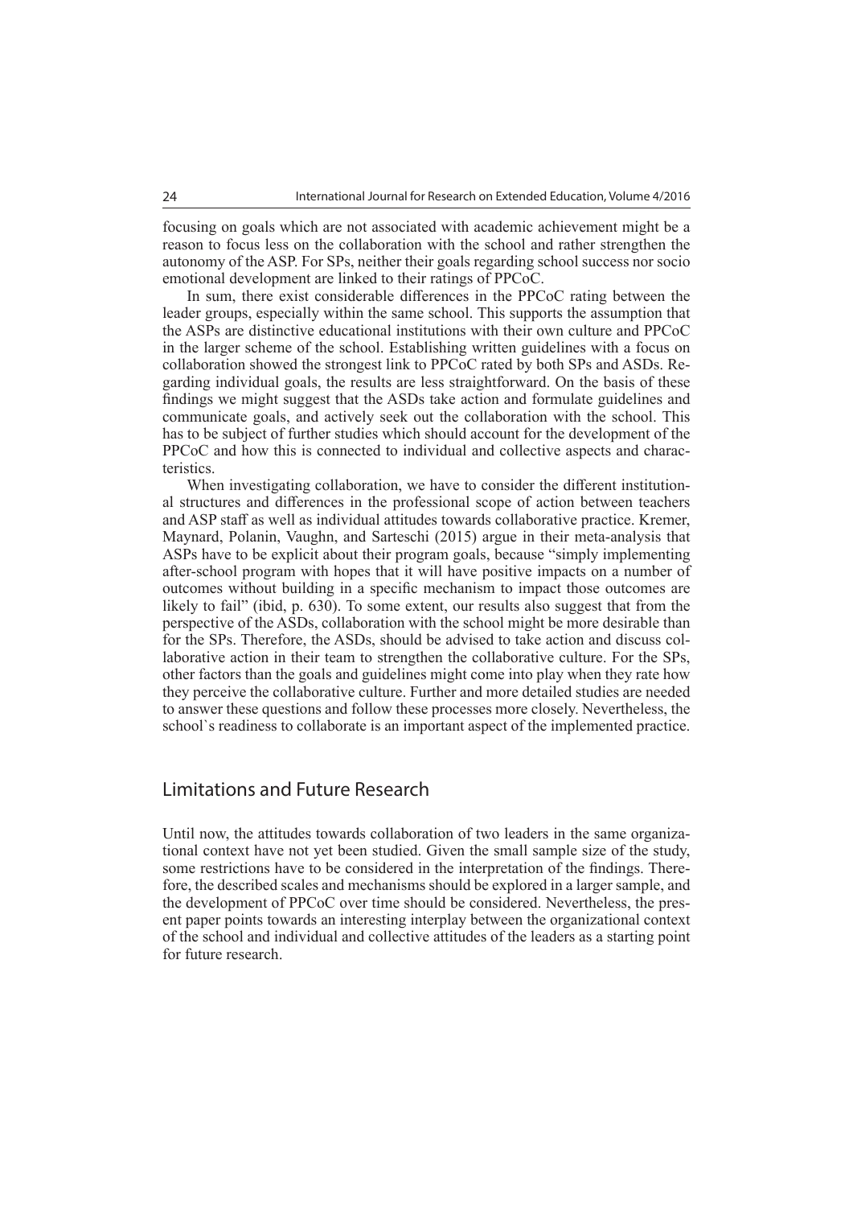focusing on goals which are not associated with academic achievement might be a reason to focus less on the collaboration with the school and rather strengthen the autonomy of the ASP. For SPs, neither their goals regarding school success nor socio emotional development are linked to their ratings of PPCoC.

In sum, there exist considerable differences in the PPCoC rating between the leader groups, especially within the same school. This supports the assumption that the ASPs are distinctive educational institutions with their own culture and PPCoC in the larger scheme of the school. Establishing written guidelines with a focus on collaboration showed the strongest link to PPCoC rated by both SPs and ASDs. Regarding individual goals, the results are less straightforward. On the basis of these findings we might suggest that the ASDs take action and formulate guidelines and communicate goals, and actively seek out the collaboration with the school. This has to be subject of further studies which should account for the development of the PPCoC and how this is connected to individual and collective aspects and characteristics.

When investigating collaboration, we have to consider the different institutional structures and differences in the professional scope of action between teachers and ASP staff as well as individual attitudes towards collaborative practice. Kremer, Maynard, Polanin, Vaughn, and Sarteschi (2015) argue in their meta-analysis that ASPs have to be explicit about their program goals, because "simply implementing after-school program with hopes that it will have positive impacts on a number of outcomes without building in a specific mechanism to impact those outcomes are likely to fail" (ibid, p. 630). To some extent, our results also suggest that from the perspective of the ASDs, collaboration with the school might be more desirable than for the SPs. Therefore, the ASDs, should be advised to take action and discuss collaborative action in their team to strengthen the collaborative culture. For the SPs, other factors than the goals and guidelines might come into play when they rate how they perceive the collaborative culture. Further and more detailed studies are needed to answer these questions and follow these processes more closely. Nevertheless, the school`s readiness to collaborate is an important aspect of the implemented practice.

## Limitations and Future Research

Until now, the attitudes towards collaboration of two leaders in the same organizational context have not yet been studied. Given the small sample size of the study, some restrictions have to be considered in the interpretation of the findings. Therefore, the described scales and mechanisms should be explored in a larger sample, and the development of PPCoC over time should be considered. Nevertheless, the present paper points towards an interesting interplay between the organizational context of the school and individual and collective attitudes of the leaders as a starting point for future research.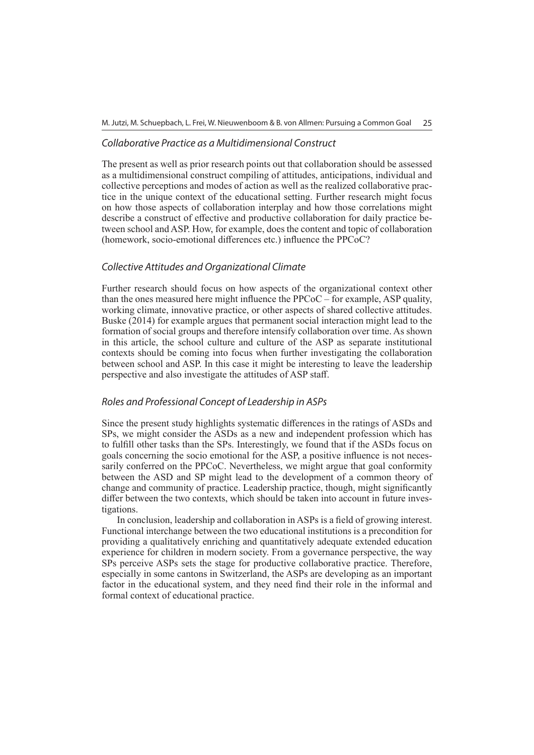### *Collaborative Practice as a Multidimensional Construct*

The present as well as prior research points out that collaboration should be assessed as a multidimensional construct compiling of attitudes, anticipations, individual and collective perceptions and modes of action as well as the realized collaborative practice in the unique context of the educational setting. Further research might focus on how those aspects of collaboration interplay and how those correlations might describe a construct of effective and productive collaboration for daily practice between school and ASP. How, for example, does the content and topic of collaboration (homework, socio-emotional differences etc.) influence the PPCoC?

### *Collective Attitudes and Organizational Climate*

Further research should focus on how aspects of the organizational context other than the ones measured here might influence the PPCoC – for example, ASP quality, working climate, innovative practice, or other aspects of shared collective attitudes. Buske (2014) for example argues that permanent social interaction might lead to the formation of social groups and therefore intensify collaboration over time. As shown in this article, the school culture and culture of the ASP as separate institutional contexts should be coming into focus when further investigating the collaboration between school and ASP. In this case it might be interesting to leave the leadership perspective and also investigate the attitudes of ASP staff.

### *Roles and Professional Concept of Leadership in ASPs*

Since the present study highlights systematic differences in the ratings of ASDs and SPs, we might consider the ASDs as a new and independent profession which has to fulfill other tasks than the SPs. Interestingly, we found that if the ASDs focus on goals concerning the socio emotional for the ASP, a positive influence is not necessarily conferred on the PPCoC. Nevertheless, we might argue that goal conformity between the ASD and SP might lead to the development of a common theory of change and community of practice. Leadership practice, though, might significantly differ between the two contexts, which should be taken into account in future investigations.

In conclusion, leadership and collaboration in ASPs is a field of growing interest. Functional interchange between the two educational institutions is a precondition for providing a qualitatively enriching and quantitatively adequate extended education experience for children in modern society. From a governance perspective, the way SPs perceive ASPs sets the stage for productive collaborative practice. Therefore, especially in some cantons in Switzerland, the ASPs are developing as an important factor in the educational system, and they need find their role in the informal and formal context of educational practice.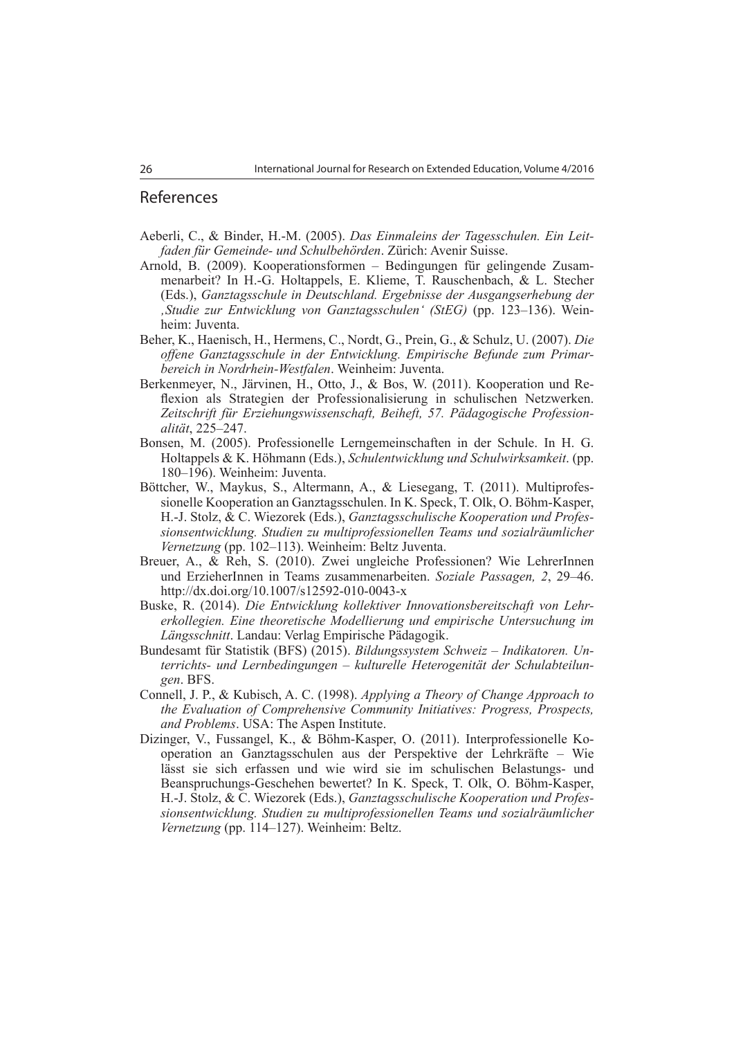## References

Aeberli, C., & Binder, H.-M. (2005). *Das Einmaleins der Tagesschulen. Ein Leitfaden für Gemeinde- und Schulbehörden*. Zürich: Avenir Suisse.

Arnold, B. (2009). Kooperationsformen – Bedingungen für gelingende Zusammenarbeit? In H.-G. Holtappels, E. Klieme, T. Rauschenbach, & L. Stecher (Eds.), *Ganztagsschule in Deutschland. Ergebnisse der Ausgangserhebung der ‚Studie zur Entwicklung von Ganztagsschulen' (StEG)* (pp. 123–136). Weinheim: Juventa.

Beher, K., Haenisch, H., Hermens, C., Nordt, G., Prein, G., & Schulz, U. (2007). *Die offene Ganztagsschule in der Entwicklung. Empirische Befunde zum Primarbereich in Nordrhein-Westfalen*. Weinheim: Juventa.

Berkenmeyer, N., Järvinen, H., Otto, J., & Bos, W. (2011). Kooperation und Reflexion als Strategien der Professionalisierung in schulischen Netzwerken. *Zeitschrift für Erziehungswissenschaft, Beiheft, 57. Pädagogische Professionalität*, 225–247.

Bonsen, M. (2005). Professionelle Lerngemeinschaften in der Schule. In H. G. Holtappels & K. Höhmann (Eds.), *Schulentwicklung und Schulwirksamkeit*. (pp. 180–196). Weinheim: Juventa.

Böttcher, W., Maykus, S., Altermann, A., & Liesegang, T. (2011). Multiprofessionelle Kooperation an Ganztagsschulen. In K. Speck, T. Olk, O. Böhm-Kasper, H.-J. Stolz, & C. Wiezorek (Eds.), *Ganztagsschulische Kooperation und Professionsentwicklung. Studien zu multiprofessionellen Teams und sozialräumlicher Vernetzung* (pp. 102–113). Weinheim: Beltz Juventa.

Breuer, A., & Reh, S. (2010). Zwei ungleiche Professionen? Wie LehrerInnen und ErzieherInnen in Teams zusammenarbeiten. *Soziale Passagen, 2*, 29–46. http://dx.doi.org/10.1007/s12592-010-0043-x

Buske, R. (2014). *Die Entwicklung kollektiver Innovationsbereitschaft von Lehrerkollegien. Eine theoretische Modellierung und empirische Untersuchung im Längsschnitt*. Landau: Verlag Empirische Pädagogik.

Bundesamt für Statistik (BFS) (2015). *Bildungssystem Schweiz – Indikatoren. Unterrichts- und Lernbedingungen – kulturelle Heterogenität der Schulabteilungen*. BFS.

Connell, J. P., & Kubisch, A. C. (1998). *Applying a Theory of Change Approach to the Evaluation of Comprehensive Community Initiatives: Progress, Prospects, and Problems*. USA: The Aspen Institute.

Dizinger, V., Fussangel, K., & Böhm-Kasper, O. (2011). Interprofessionelle Kooperation an Ganztagsschulen aus der Perspektive der Lehrkräfte – Wie lässt sie sich erfassen und wie wird sie im schulischen Belastungs- und Beanspruchungs-Geschehen bewertet? In K. Speck, T. Olk, O. Böhm-Kasper, H.-J. Stolz, & C. Wiezorek (Eds.), *Ganztagsschulische Kooperation und Professionsentwicklung. Studien zu multiprofessionellen Teams und sozialräumlicher Vernetzung* (pp. 114–127). Weinheim: Beltz.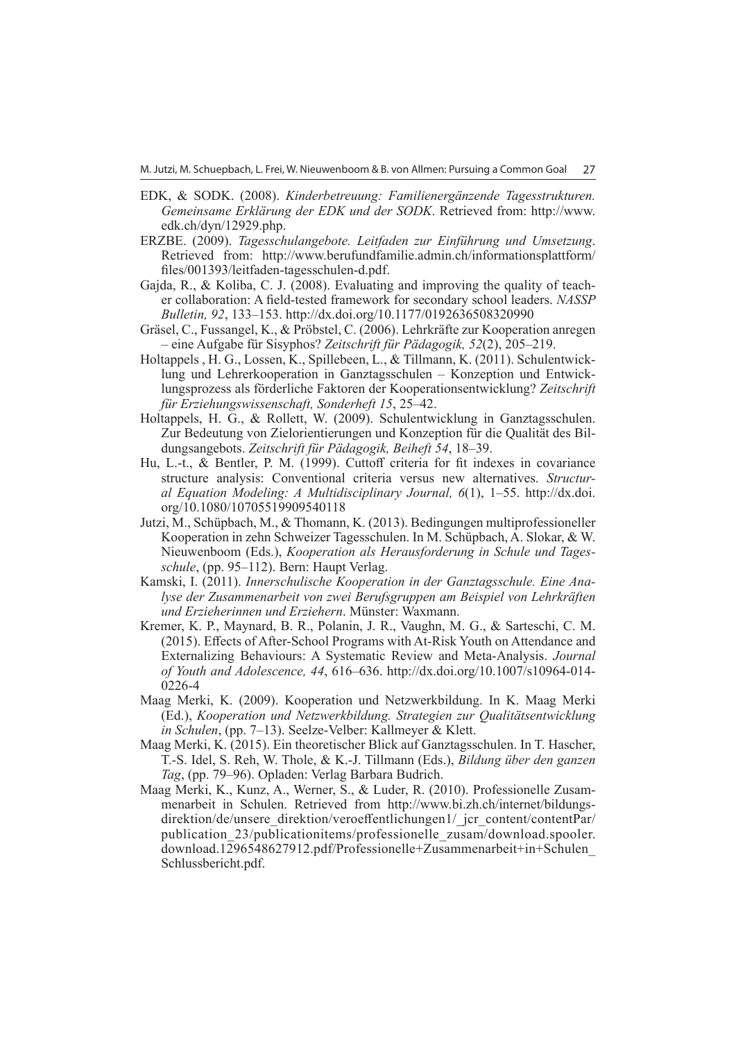EDK, & SODK. (2008). *Kinderbetreuung: Familienergänzende Tagesstrukturen. Gemeinsame Erklärung der EDK und der SODK*. Retrieved from: http://www.edk.ch/dyn/12929.php.

ERZBE. (2009). *Tagesschulangebote. Leitfaden zur Einführung und Umsetzung*. Retrieved from: http://www.berufundfamilie.admin.ch/informationsplattform/files/001393/leitfaden-tagesschulen-d.pdf.

Gajda, R., & Koliba, C. J. (2008). Evaluating and improving the quality of teacher collaboration: A field-tested framework for secondary school leaders. *NASSP Bulletin, 92*, 133–153. http://dx.doi.org/10.1177/0192636508320990

Gräsel, C., Fussangel, K., & Pröbstel, C. (2006). Lehrkräfte zur Kooperation anregen – eine Aufgabe für Sisyphos? *Zeitschrift für Pädagogik, 52*(2), 205–219.

Holtappels , H. G., Lossen, K., Spillebeen, L., & Tillmann, K. (2011). Schulentwicklung und Lehrerkooperation in Ganztagsschulen – Konzeption und Entwicklungsprozess als förderliche Faktoren der Kooperationsentwicklung? *Zeitschrift für Erziehungswissenschaft, Sonderheft 15*, 25–42.

Holtappels, H. G., & Rollett, W. (2009). Schulentwicklung in Ganztagsschulen. Zur Bedeutung von Zielorientierungen und Konzeption für die Qualität des Bildungsangebots. *Zeitschrift für Pädagogik, Beiheft 54*, 18–39.

Hu, L.-t., & Bentler, P. M. (1999). Cuttoff criteria for fit indexes in covariance structure analysis: Conventional criteria versus new alternatives. *Structural Equation Modeling: A Multidisciplinary Journal, 6*(1), 1–55. http://dx.doi.org/10.1080/10705519909540118

Jutzi, M., Schüpbach, M., & Thomann, K. (2013). Bedingungen multiprofessioneller Kooperation in zehn Schweizer Tagesschulen. In M. Schüpbach, A. Slokar, & W. Nieuwenboom (Eds.), *Kooperation als Herausforderung in Schule und Tagesschule*, (pp. 95–112). Bern: Haupt Verlag.

Kamski, I. (2011). *Innerschulische Kooperation in der Ganztagsschule. Eine Analyse der Zusammenarbeit von zwei Berufsgruppen am Beispiel von Lehrkräften und Erzieherinnen und Erziehern*. Münster: Waxmann.

Kremer, K. P., Maynard, B. R., Polanin, J. R., Vaughn, M. G., & Sarteschi, C. M. (2015). Effects of After-School Programs with At-Risk Youth on Attendance and Externalizing Behaviours: A Systematic Review and Meta-Analysis. *Journal of Youth and Adolescence, 44*, 616–636. http://dx.doi.org/10.1007/s10964-014-0226-4

Maag Merki, K. (2009). Kooperation und Netzwerkbildung. In K. Maag Merki (Ed.), *Kooperation und Netzwerkbildung. Strategien zur Qualitätsentwicklung in Schulen*, (pp. 7–13). Seelze-Velber: Kallmeyer & Klett.

Maag Merki, K. (2015). Ein theoretischer Blick auf Ganztagsschulen. In T. Hascher, T.-S. Idel, S. Reh, W. Thole, & K.-J. Tillmann (Eds.), *Bildung über den ganzen Tag*, (pp. 79–96). Opladen: Verlag Barbara Budrich.

Maag Merki, K., Kunz, A., Werner, S., & Luder, R. (2010). Professionelle Zusammenarbeit in Schulen. Retrieved from http://www.bi.zh.ch/internet/bildungsdirektion/de/unsere_direktion/veroeffentlichungen1/_jcr_content/contentPar/publication_23/publicationitems/professionelle_zusam/download.spooler.download.1296548627912.pdf/Professionelle+Zusammenarbeit+in+Schulen_Schlussbericht.pdf.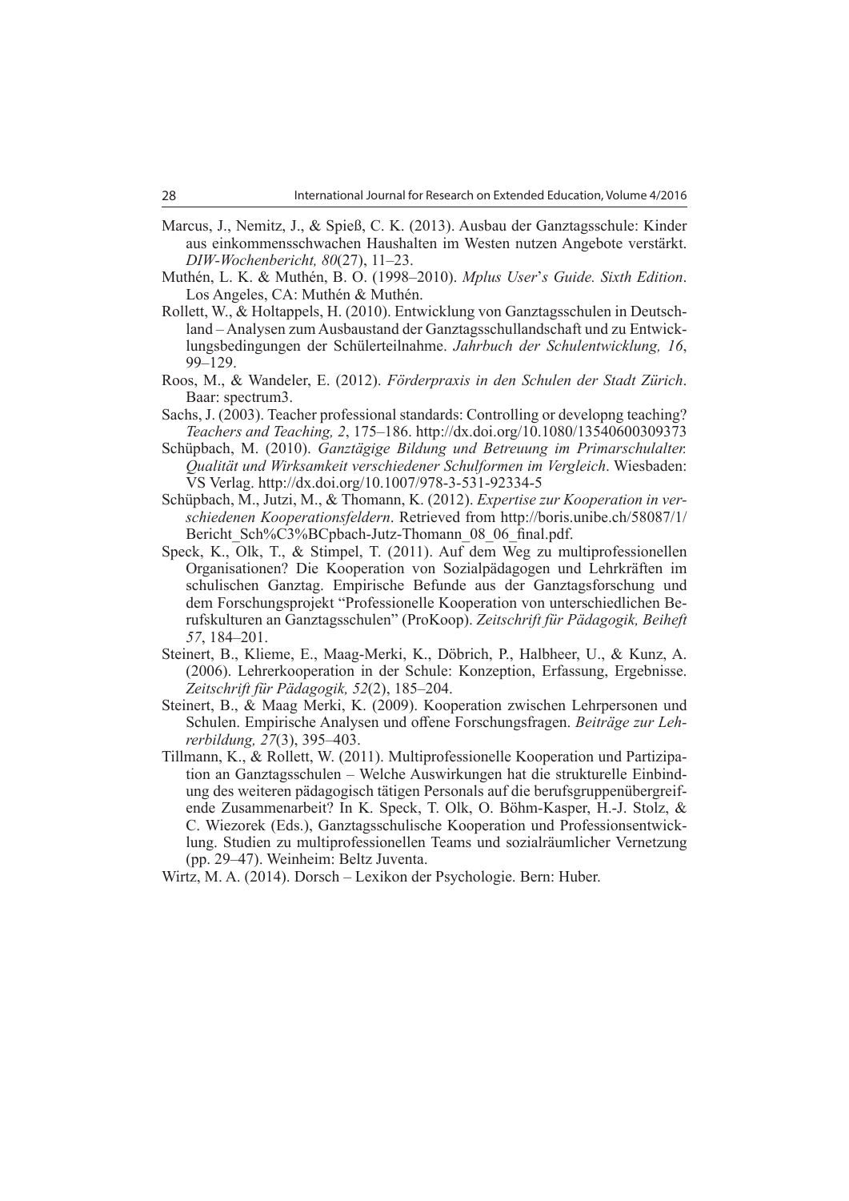Marcus, J., Nemitz, J., & Spieß, C. K. (2013). Ausbau der Ganztagsschule: Kinder aus einkommensschwachen Haushalten im Westen nutzen Angebote verstärkt. *DIW-Wochenbericht, 80*(27), 11–23.

Muthén, L. K. & Muthén, B. O. (1998–2010). *Mplus User's Guide. Sixth Edition*. Los Angeles, CA: Muthén & Muthén.

Rollett, W., & Holtappels, H. (2010). Entwicklung von Ganztagsschulen in Deutschland – Analysen zum Ausbaustand der Ganztagsschullandschaft und zu Entwicklungsbedingungen der Schülerteilnahme. *Jahrbuch der Schulentwicklung, 16*, 99–129.

Roos, M., & Wandeler, E. (2012). *Förderpraxis in den Schulen der Stadt Zürich*. Baar: spectrum3.

Sachs, J. (2003). Teacher professional standards: Controlling or developng teaching? *Teachers and Teaching, 2*, 175–186. http://dx.doi.org/10.1080/13540600309373

Schüpbach, M. (2010). *Ganztägige Bildung und Betreuung im Primarschulalter. Qualität und Wirksamkeit verschiedener Schulformen im Vergleich*. Wiesbaden: VS Verlag. http://dx.doi.org/10.1007/978-3-531-92334-5

Schüpbach, M., Jutzi, M., & Thomann, K. (2012). *Expertise zur Kooperation in verschiedenen Kooperationsfeldern*. Retrieved from http://boris.unibe.ch/58087/1/Bericht_Sch%C3%BCpbach-Jutz-Thomann_08_06_final.pdf.

Speck, K., Olk, T., & Stimpel, T. (2011). Auf dem Weg zu multiprofessionellen Organisationen? Die Kooperation von Sozialpädagogen und Lehrkräften im schulischen Ganztag. Empirische Befunde aus der Ganztagsforschung und dem Forschungsprojekt "Professionelle Kooperation von unterschiedlichen Berufskulturen an Ganztagsschulen" (ProKoop). *Zeitschrift für Pädagogik, Beiheft 57*, 184–201.

Steinert, B., Klieme, E., Maag-Merki, K., Döbrich, P., Halbheer, U., & Kunz, A. (2006). Lehrerkooperation in der Schule: Konzeption, Erfassung, Ergebnisse. *Zeitschrift für Pädagogik, 52*(2), 185–204.

Steinert, B., & Maag Merki, K. (2009). Kooperation zwischen Lehrpersonen und Schulen. Empirische Analysen und offene Forschungsfragen. *Beiträge zur Lehrerbildung, 27*(3), 395–403.

Tillmann, K., & Rollett, W. (2011). Multiprofessionelle Kooperation und Partizipation an Ganztagsschulen – Welche Auswirkungen hat die strukturelle Einbindung des weiteren pädagogisch tätigen Personals auf die berufsgruppenübergreifende Zusammenarbeit? In K. Speck, T. Olk, O. Böhm-Kasper, H.-J. Stolz, & C. Wiezorek (Eds.), Ganztagsschulische Kooperation und Professionsentwicklung. Studien zu multiprofessionellen Teams und sozialräumlicher Vernetzung (pp. 29–47). Weinheim: Beltz Juventa.

Wirtz, M. A. (2014). Dorsch – Lexikon der Psychologie. Bern: Huber.